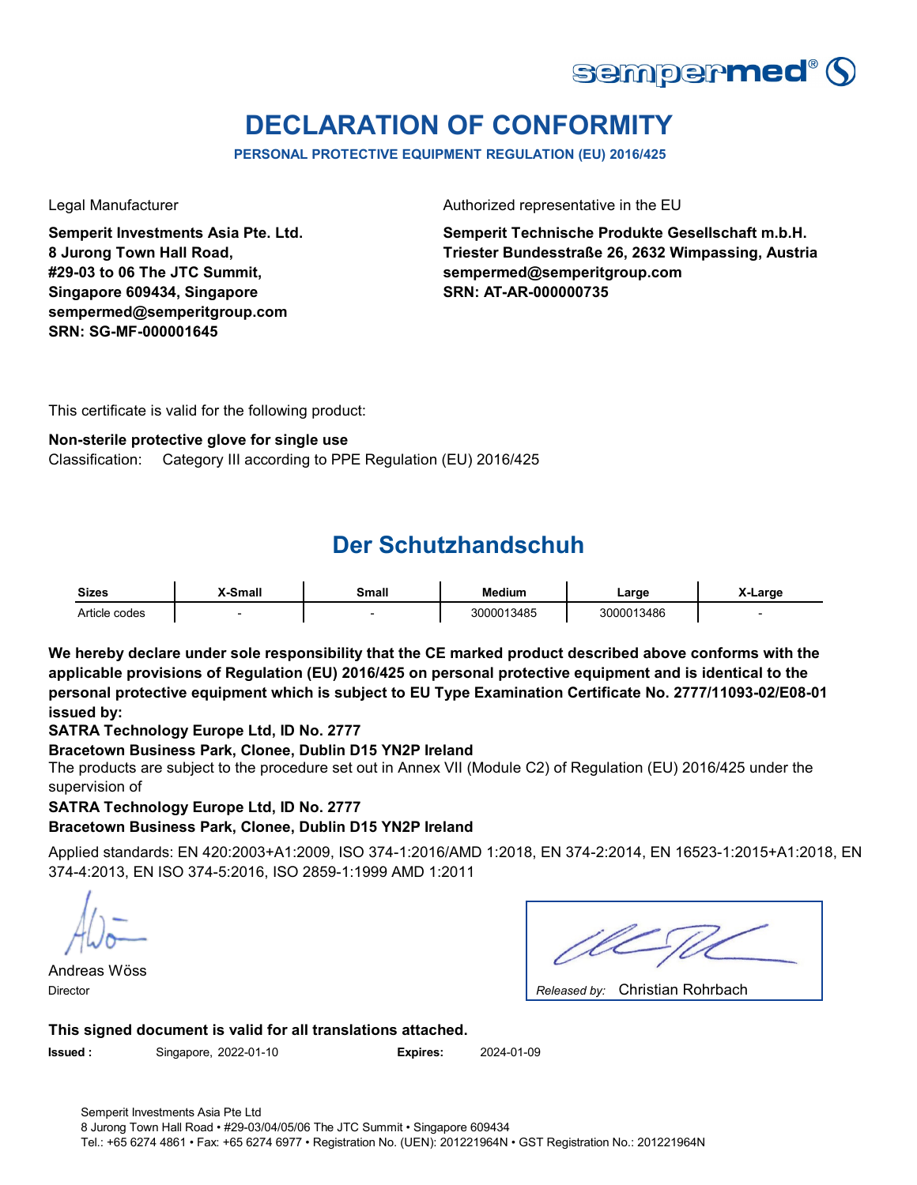# DECLARATION OF CONFORMITY

**PERSONAL PROTECTIVE EQUIPMENT REGULATION (EU) 2016/425**

Legal Manufacturer

**Semperit Investments Asia Pte. Ltd.**
**8 Jurong Town Hall Road,**
**#29-03 to 06 The JTC Summit,**
**Singapore 609434, Singapore**
**sempermed@semperitgroup.com**
**SRN: SG-MF-000001645**

Authorized representative in the EU

**Semperit Technische Produkte Gesellschaft m.b.H.**
**Triester Bundesstraße 26, 2632 Wimpassing, Austria**
**sempermed@semperitgroup.com**
**SRN: AT-AR-000000735**

This certificate is valid for the following product:

**Non-sterile protective glove for single use**
Classification: Category III according to PPE Regulation (EU) 2016/425

## Der Schutzhandschuh

| Sizes | X-Small | Small | Medium | Large | X-Large |
|---|---|---|---|---|---|
| Article codes | - | - | 3000013485 | 3000013486 | - |

**We hereby declare under sole responsibility that the CE marked product described above conforms with the applicable provisions of Regulation (EU) 2016/425 on personal protective equipment and is identical to the personal protective equipment which is subject to EU Type Examination Certificate No. 2777/11093-02/E08-01 issued by:**
**SATRA Technology Europe Ltd, ID No. 2777**
**Bracetown Business Park, Clonee, Dublin D15 YN2P Ireland**
The products are subject to the procedure set out in Annex VII (Module C2) of Regulation (EU) 2016/425 under the supervision of
**SATRA Technology Europe Ltd, ID No. 2777**
**Bracetown Business Park, Clonee, Dublin D15 YN2P Ireland**

Applied standards: EN 420:2003+A1:2009, ISO 374-1:2016/AMD 1:2018, EN 374-2:2014, EN 16523-1:2015+A1:2018, EN 374-4:2013, EN ISO 374-5:2016, ISO 2859-1:1999 AMD 1:2011

Andreas Wöss
Director

*Released by:* Christian Rohrbach

**This signed document is valid for all translations attached.**

**Issued :** Singapore, 2022-01-10 **Expires:** 2024-01-09

Semperit Investments Asia Pte Ltd
8 Jurong Town Hall Road • #29-03/04/05/06 The JTC Summit • Singapore 609434
Tel.: +65 6274 4861 • Fax: +65 6274 6977 • Registration No. (UEN): 201221964N • GST Registration No.: 201221964N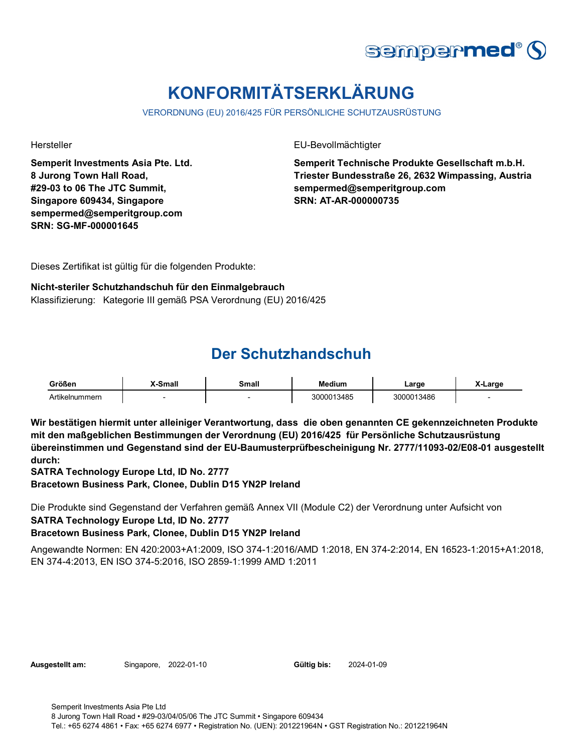# KONFORMITÄTSERKLÄRUNG

VERORDNUNG (EU) 2016/425 FÜR PERSÖNLICHE SCHUTZAUSRÜSTUNG

Hersteller

**Semperit Investments Asia Pte. Ltd.**
**8 Jurong Town Hall Road,**
**#29-03 to 06 The JTC Summit,**
**Singapore 609434, Singapore**
**sempermed@semperitgroup.com**
**SRN: SG-MF-000001645**

EU-Bevollmächtigter

**Semperit Technische Produkte Gesellschaft m.b.H.**
**Triester Bundesstraße 26, 2632 Wimpassing, Austria**
**sempermed@semperitgroup.com**
**SRN: AT-AR-000000735**

Dieses Zertifikat ist gültig für die folgenden Produkte:

**Nicht-steriler Schutzhandschuh für den Einmalgebrauch**
Klassifizierung: Kategorie III gemäß PSA Verordnung (EU) 2016/425

## Der Schutzhandschuh

| Größen | X-Small | Small | Medium | Large | X-Large |
|---|---|---|---|---|---|
| Artikelnummern | - | - | 3000013485 | 3000013486 | - |

**Wir bestätigen hiermit unter alleiniger Verantwortung, dass die oben genannten CE gekennzeichneten Produkte mit den maßgeblichen Bestimmungen der Verordnung (EU) 2016/425 für Persönliche Schutzausrüstung übereinstimmen und Gegenstand sind der EU-Baumusterprüfbescheinigung Nr. 2777/11093-02/E08-01 ausgestellt durch:**
**SATRA Technology Europe Ltd, ID No. 2777**
**Bracetown Business Park, Clonee, Dublin D15 YN2P Ireland**

Die Produkte sind Gegenstand der Verfahren gemäß Annex VII (Module C2) der Verordnung unter Aufsicht von
**SATRA Technology Europe Ltd, ID No. 2777**
**Bracetown Business Park, Clonee, Dublin D15 YN2P Ireland**

Angewandte Normen: EN 420:2003+A1:2009, ISO 374-1:2016/AMD 1:2018, EN 374-2:2014, EN 16523-1:2015+A1:2018, EN 374-4:2013, EN ISO 374-5:2016, ISO 2859-1:1999 AMD 1:2011

**Ausgestellt am:** Singapore, 2022-01-10 **Gültig bis:** 2024-01-09

Semperit Investments Asia Pte Ltd
8 Jurong Town Hall Road • #29-03/04/05/06 The JTC Summit • Singapore 609434
Tel.: +65 6274 4861 • Fax: +65 6274 6977 • Registration No. (UEN): 201221964N • GST Registration No.: 201221964N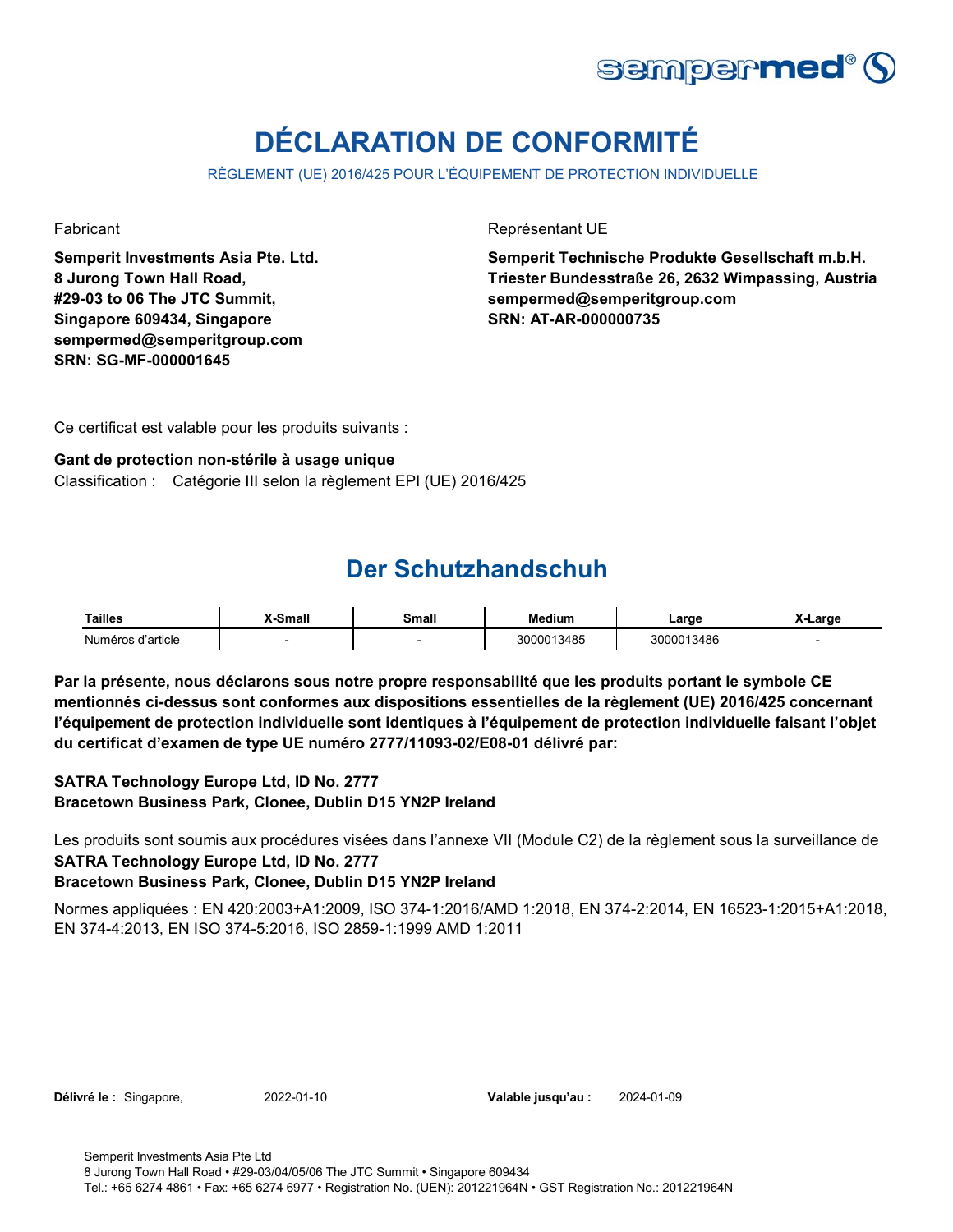# DÉCLARATION DE CONFORMITÉ

RÈGLEMENT (UE) 2016/425 POUR L'ÉQUIPEMENT DE PROTECTION INDIVIDUELLE

Fabricant

**Semperit Investments Asia Pte. Ltd.**
**8 Jurong Town Hall Road,**
**#29-03 to 06 The JTC Summit,**
**Singapore 609434, Singapore**
**sempermed@semperitgroup.com**
**SRN: SG-MF-000001645**

Représentant UE

**Semperit Technische Produkte Gesellschaft m.b.H.**
**Triester Bundesstraße 26, 2632 Wimpassing, Austria**
**sempermed@semperitgroup.com**
**SRN: AT-AR-000000735**

Ce certificat est valable pour les produits suivants :

**Gant de protection non-stérile à usage unique**
Classification : Catégorie III selon la règlement EPI (UE) 2016/425

## Der Schutzhandschuh

| Tailles | X-Small | Small | Medium | Large | X-Large |
|---|---|---|---|---|---|
| Numéros d'article | - | - | 3000013485 | 3000013486 | - |

**Par la présente, nous déclarons sous notre propre responsabilité que les produits portant le symbole CE mentionnés ci-dessus sont conformes aux dispositions essentielles de la règlement (UE) 2016/425 concernant l'équipement de protection individuelle sont identiques à l'équipement de protection individuelle faisant l'objet du certificat d'examen de type UE numéro 2777/11093-02/E08-01 délivré par:**

**SATRA Technology Europe Ltd, ID No. 2777**
**Bracetown Business Park, Clonee, Dublin D15 YN2P Ireland**

Les produits sont soumis aux procédures visées dans l'annexe VII (Module C2) de la règlement sous la surveillance de
**SATRA Technology Europe Ltd, ID No. 2777**
**Bracetown Business Park, Clonee, Dublin D15 YN2P Ireland**

Normes appliquées : EN 420:2003+A1:2009, ISO 374-1:2016/AMD 1:2018, EN 374-2:2014, EN 16523-1:2015+A1:2018, EN 374-4:2013, EN ISO 374-5:2016, ISO 2859-1:1999 AMD 1:2011

**Délivré le :** Singapore, 2022-01-10 **Valable jusqu'au :** 2024-01-09

Semperit Investments Asia Pte Ltd
8 Jurong Town Hall Road • #29-03/04/05/06 The JTC Summit • Singapore 609434
Tel.: +65 6274 4861 • Fax: +65 6274 6977 • Registration No. (UEN): 201221964N • GST Registration No.: 201221964N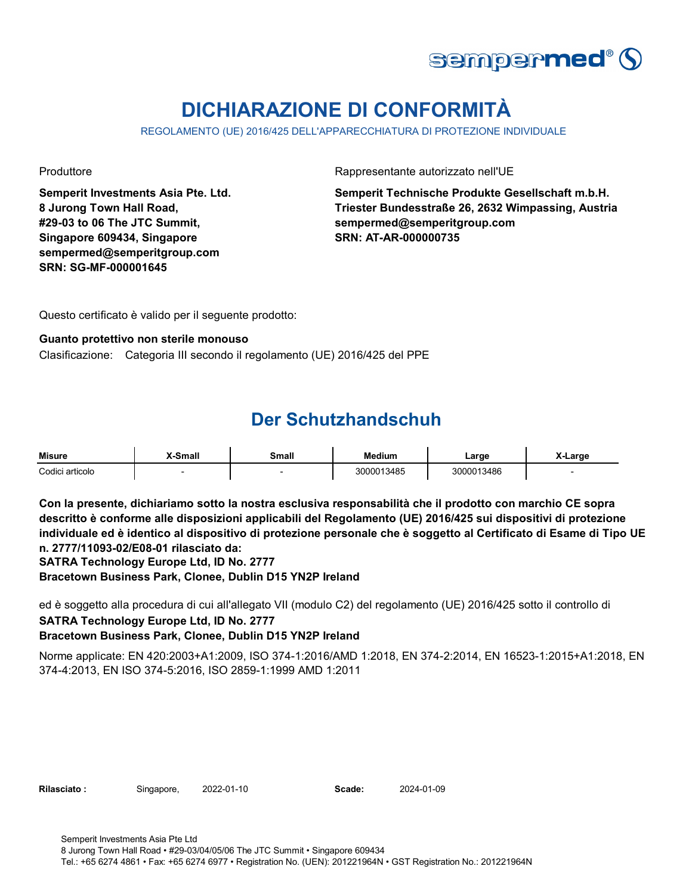# DICHIARAZIONE DI CONFORMITÀ

REGOLAMENTO (UE) 2016/425 DELL'APPARECCHIATURA DI PROTEZIONE INDIVIDUALE

Produttore

**Semperit Investments Asia Pte. Ltd.**
**8 Jurong Town Hall Road,**
**#29-03 to 06 The JTC Summit,**
**Singapore 609434, Singapore**
**sempermed@semperitgroup.com**
**SRN: SG-MF-000001645**

Rappresentante autorizzato nell'UE

**Semperit Technische Produkte Gesellschaft m.b.H.**
**Triester Bundesstraße 26, 2632 Wimpassing, Austria**
**sempermed@semperitgroup.com**
**SRN: AT-AR-000000735**

Questo certificato è valido per il seguente prodotto:

**Guanto protettivo non sterile monouso**

Clasificazione: Categoria III secondo il regolamento (UE) 2016/425 del PPE

## Der Schutzhandschuh

| Misure | X-Small | Small | Medium | Large | X-Large |
| --- | --- | --- | --- | --- | --- |
| Codici articolo | - | - | 3000013485 | 3000013486 | - |

**Con la presente, dichiariamo sotto la nostra esclusiva responsabilità che il prodotto con marchio CE sopra descritto è conforme alle disposizioni applicabili del Regolamento (UE) 2016/425 sui dispositivi di protezione individuale ed è identico al dispositivo di protezione personale che è soggetto al Certificato di Esame di Tipo UE n. 2777/11093-02/E08-01 rilasciato da:**
**SATRA Technology Europe Ltd, ID No. 2777**
**Bracetown Business Park, Clonee, Dublin D15 YN2P Ireland**

ed è soggetto alla procedura di cui all'allegato VII (modulo C2) del regolamento (UE) 2016/425 sotto il controllo di
**SATRA Technology Europe Ltd, ID No. 2777**
**Bracetown Business Park, Clonee, Dublin D15 YN2P Ireland**

Norme applicate: EN 420:2003+A1:2009, ISO 374-1:2016/AMD 1:2018, EN 374-2:2014, EN 16523-1:2015+A1:2018, EN 374-4:2013, EN ISO 374-5:2016, ISO 2859-1:1999 AMD 1:2011

**Rilasciato :** Singapore, 2022-01-10 **Scade:** 2024-01-09

Semperit Investments Asia Pte Ltd
8 Jurong Town Hall Road • #29-03/04/05/06 The JTC Summit • Singapore 609434
Tel.: +65 6274 4861 • Fax: +65 6274 6977 • Registration No. (UEN): 201221964N • GST Registration No.: 201221964N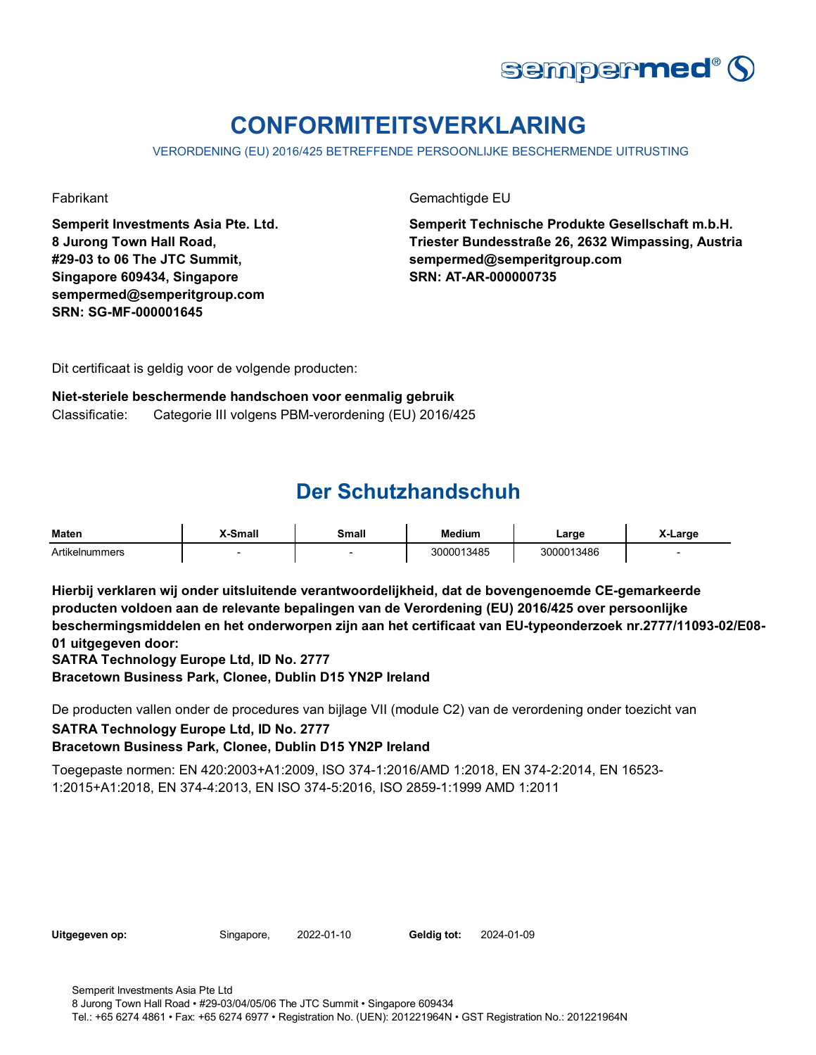# CONFORMITEITSVERKLARING

VERORDENING (EU) 2016/425 BETREFFENDE PERSOONLIJKE BESCHERMENDE UITRUSTING

Fabrikant

**Semperit Investments Asia Pte. Ltd.**
**8 Jurong Town Hall Road,**
**#29-03 to 06 The JTC Summit,**
**Singapore 609434, Singapore**
**sempermed@semperitgroup.com**
**SRN: SG-MF-000001645**

Gemachtigde EU

**Semperit Technische Produkte Gesellschaft m.b.H.**
**Triester Bundesstraße 26, 2632 Wimpassing, Austria**
**sempermed@semperitgroup.com**
**SRN: AT-AR-000000735**

Dit certificaat is geldig voor de volgende producten:

**Niet-steriele beschermende handschoen voor eenmalig gebruik**
Classificatie: Categorie III volgens PBM-verordening (EU) 2016/425

## Der Schutzhandschuh

| Maten | X-Small | Small | Medium | Large | X-Large |
|---|---|---|---|---|---|
| Artikelnummers | - | - | 3000013485 | 3000013486 | - |

**Hierbij verklaren wij onder uitsluitende verantwoordelijkheid, dat de bovengenoemde CE-gemarkeerde producten voldoen aan de relevante bepalingen van de Verordening (EU) 2016/425 over persoonlijke beschermingsmiddelen en het onderworpen zijn aan het certificaat van EU-typeonderzoek nr.2777/11093-02/E08-01 uitgegeven door:**
**SATRA Technology Europe Ltd, ID No. 2777**
**Bracetown Business Park, Clonee, Dublin D15 YN2P Ireland**

De producten vallen onder de procedures van bijlage VII (module C2) van de verordening onder toezicht van
**SATRA Technology Europe Ltd, ID No. 2777**
**Bracetown Business Park, Clonee, Dublin D15 YN2P Ireland**

Toegepaste normen: EN 420:2003+A1:2009, ISO 374-1:2016/AMD 1:2018, EN 374-2:2014, EN 16523-1:2015+A1:2018, EN 374-4:2013, EN ISO 374-5:2016, ISO 2859-1:1999 AMD 1:2011

**Uitgegeven op:** Singapore, 2022-01-10 **Geldig tot:** 2024-01-09

Semperit Investments Asia Pte Ltd
8 Jurong Town Hall Road • #29-03/04/05/06 The JTC Summit • Singapore 609434
Tel.: +65 6274 4861 • Fax: +65 6274 6977 • Registration No. (UEN): 201221964N • GST Registration No.: 201221964N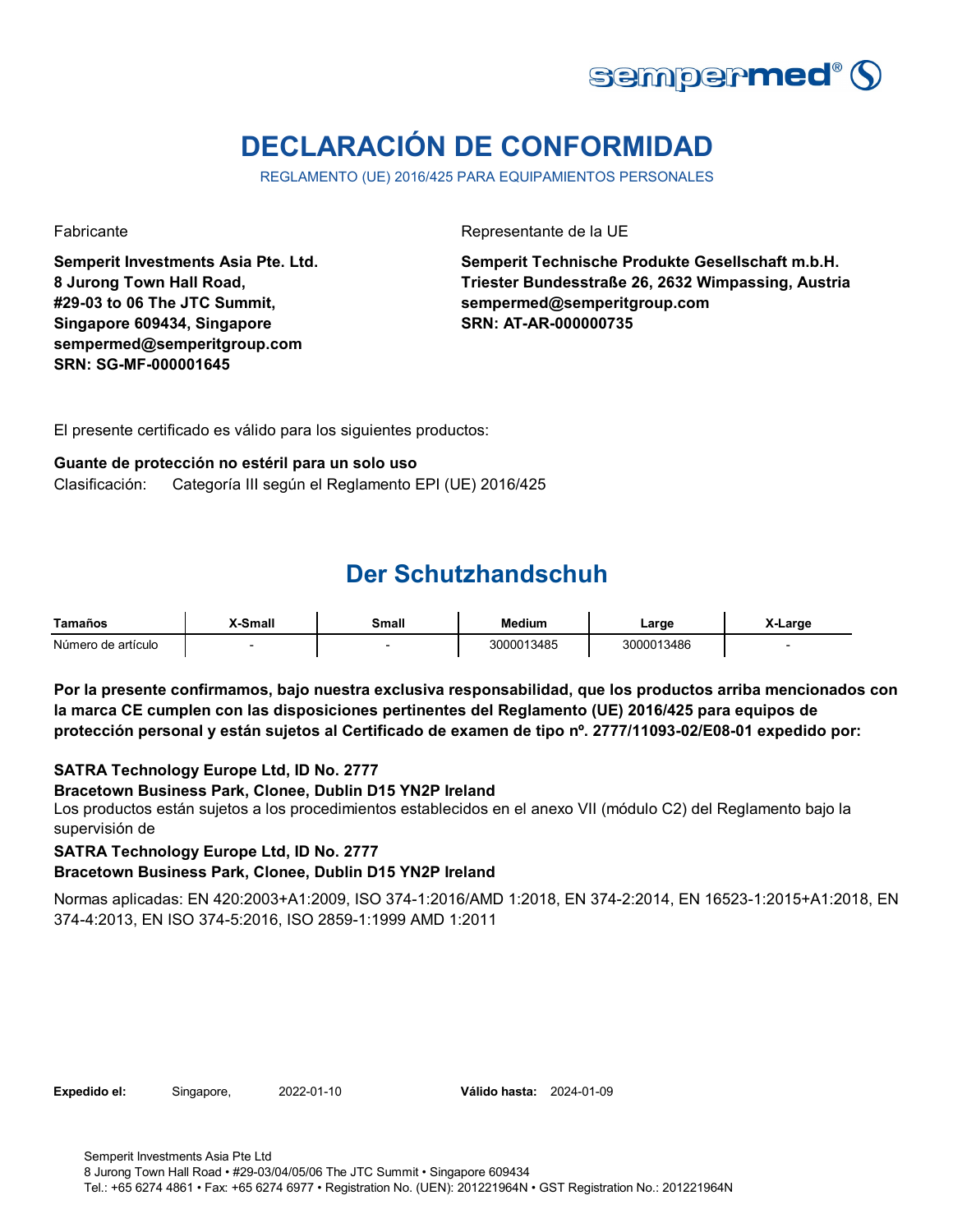sempermed®

# DECLARACIÓN DE CONFORMIDAD

REGLAMENTO (UE) 2016/425 PARA EQUIPAMIENTOS PERSONALES

Fabricante

**Semperit Investments Asia Pte. Ltd.**
**8 Jurong Town Hall Road,**
**#29-03 to 06 The JTC Summit,**
**Singapore 609434, Singapore**
**sempermed@semperitgroup.com**
**SRN: SG-MF-000001645**

Representante de la UE

**Semperit Technische Produkte Gesellschaft m.b.H.**
**Triester Bundesstraße 26, 2632 Wimpassing, Austria**
**sempermed@semperitgroup.com**
**SRN: AT-AR-000000735**

El presente certificado es válido para los siguientes productos:

**Guante de protección no estéril para un solo uso**

Clasificación: Categoría III según el Reglamento EPI (UE) 2016/425

## Der Schutzhandschuh

| Tamaños | X-Small | Small | Medium | Large | X-Large |
|---|---|---|---|---|---|
| Número de artículo | - | - | 3000013485 | 3000013486 | - |

**Por la presente confirmamos, bajo nuestra exclusiva responsabilidad, que los productos arriba mencionados con la marca CE cumplen con las disposiciones pertinentes del Reglamento (UE) 2016/425 para equipos de protección personal y están sujetos al Certificado de examen de tipo nº. 2777/11093-02/E08-01 expedido por:**

**SATRA Technology Europe Ltd, ID No. 2777**
**Bracetown Business Park, Clonee, Dublin D15 YN2P Ireland**

Los productos están sujetos a los procedimientos establecidos en el anexo VII (módulo C2) del Reglamento bajo la supervisión de

**SATRA Technology Europe Ltd, ID No. 2777**
**Bracetown Business Park, Clonee, Dublin D15 YN2P Ireland**

Normas aplicadas: EN 420:2003+A1:2009, ISO 374-1:2016/AMD 1:2018, EN 374-2:2014, EN 16523-1:2015+A1:2018, EN 374-4:2013, EN ISO 374-5:2016, ISO 2859-1:1999 AMD 1:2011

**Expedido el:** Singapore, 2022-01-10 **Válido hasta:** 2024-01-09

Semperit Investments Asia Pte Ltd
8 Jurong Town Hall Road • #29-03/04/05/06 The JTC Summit • Singapore 609434
Tel.: +65 6274 4861 • Fax: +65 6274 6977 • Registration No. (UEN): 201221964N • GST Registration No.: 201221964N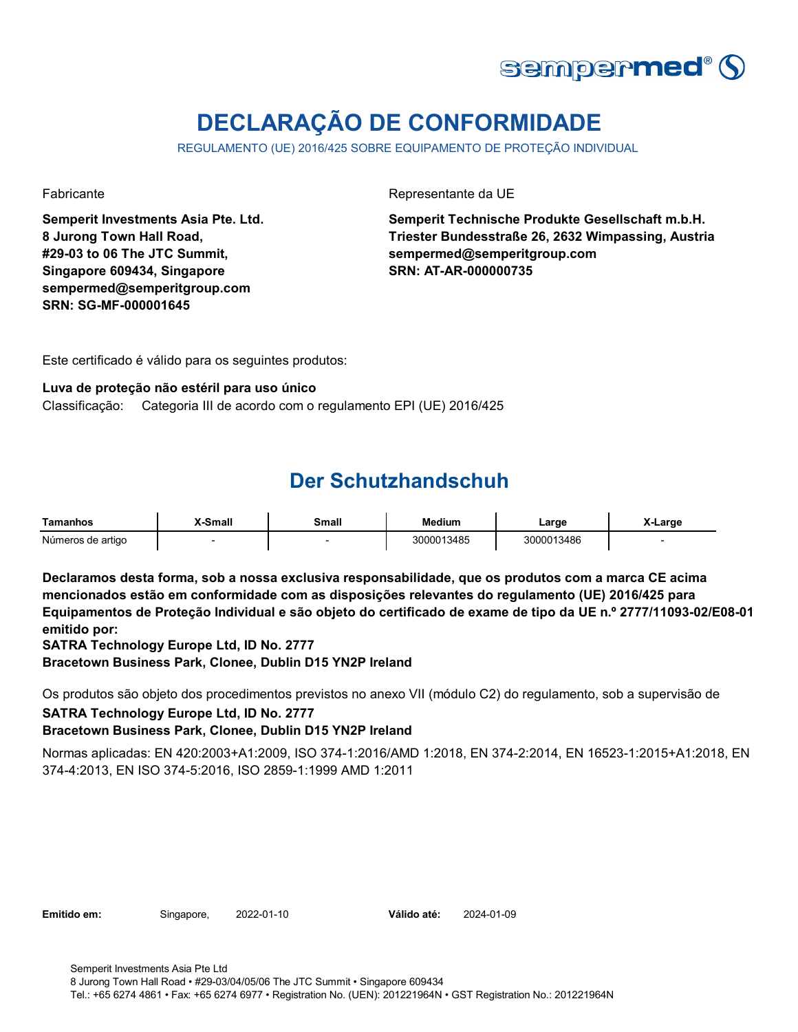sempermed®

# DECLARAÇÃO DE CONFORMIDADE

REGULAMENTO (UE) 2016/425 SOBRE EQUIPAMENTO DE PROTEÇÃO INDIVIDUAL

Fabricante

**Semperit Investments Asia Pte. Ltd.**
**8 Jurong Town Hall Road,**
**#29-03 to 06 The JTC Summit,**
**Singapore 609434, Singapore**
**sempermed@semperitgroup.com**
**SRN: SG-MF-000001645**

Representante da UE

**Semperit Technische Produkte Gesellschaft m.b.H.**
**Triester Bundesstraße 26, 2632 Wimpassing, Austria**
**sempermed@semperitgroup.com**
**SRN: AT-AR-000000735**

Este certificado é válido para os seguintes produtos:

**Luva de proteção não estéril para uso único**
Classificação: Categoria III de acordo com o regulamento EPI (UE) 2016/425

## Der Schutzhandschuh

| Tamanhos | X-Small | Small | Medium | Large | X-Large |
| --- | --- | --- | --- | --- | --- |
| Números de artigo | - | - | 3000013485 | 3000013486 | - |

**Declaramos desta forma, sob a nossa exclusiva responsabilidade, que os produtos com a marca CE acima mencionados estão em conformidade com as disposições relevantes do regulamento (UE) 2016/425 para Equipamentos de Proteção Individual e são objeto do certificado de exame de tipo da UE n.º 2777/11093-02/E08-01 emitido por:**
**SATRA Technology Europe Ltd, ID No. 2777**
**Bracetown Business Park, Clonee, Dublin D15 YN2P Ireland**

Os produtos são objeto dos procedimentos previstos no anexo VII (módulo C2) do regulamento, sob a supervisão de
**SATRA Technology Europe Ltd, ID No. 2777**
**Bracetown Business Park, Clonee, Dublin D15 YN2P Ireland**

Normas aplicadas: EN 420:2003+A1:2009, ISO 374-1:2016/AMD 1:2018, EN 374-2:2014, EN 16523-1:2015+A1:2018, EN 374-4:2013, EN ISO 374-5:2016, ISO 2859-1:1999 AMD 1:2011

**Emitido em:** Singapore, 2022-01-10 **Válido até:** 2024-01-09

Semperit Investments Asia Pte Ltd
8 Jurong Town Hall Road • #29-03/04/05/06 The JTC Summit • Singapore 609434
Tel.: +65 6274 4861 • Fax: +65 6274 6977 • Registration No. (UEN): 201221964N • GST Registration No.: 201221964N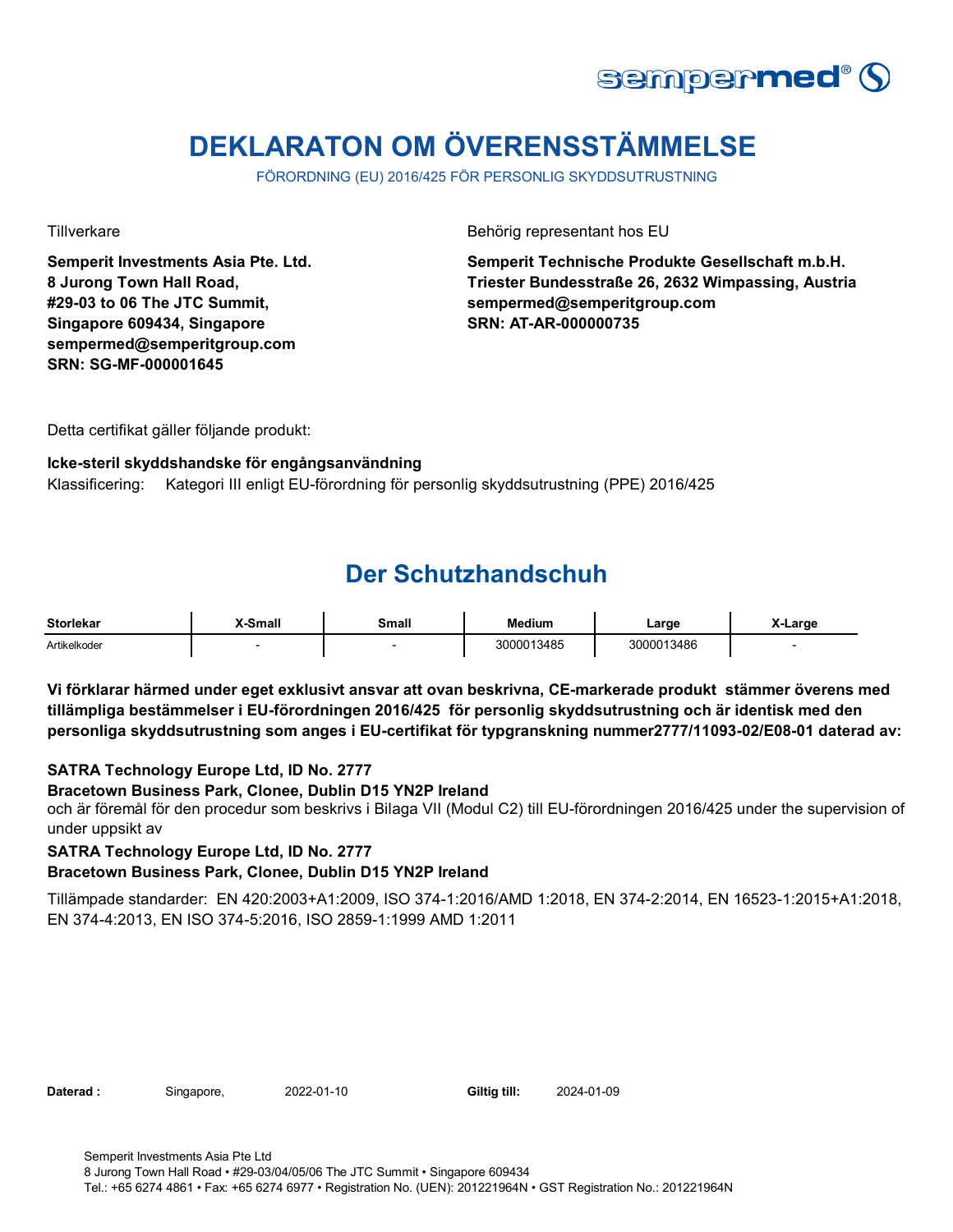# DEKLARATON OM ÖVERENSSTÄMMELSE

FÖRORDNING (EU) 2016/425 FÖR PERSONLIG SKYDDSUTRUSTNING

Tillverkare

**Semperit Investments Asia Pte. Ltd.**
**8 Jurong Town Hall Road,**
**#29-03 to 06 The JTC Summit,**
**Singapore 609434, Singapore**
**sempermed@semperitgroup.com**
**SRN: SG-MF-000001645**

Behörig representant hos EU

**Semperit Technische Produkte Gesellschaft m.b.H.**
**Triester Bundesstraße 26, 2632 Wimpassing, Austria**
**sempermed@semperitgroup.com**
**SRN: AT-AR-000000735**

Detta certifikat gäller följande produkt:

**Icke-steril skyddshandske för engångsanvändning**

Klassificering: Kategori III enligt EU-förordning för personlig skyddsutrustning (PPE) 2016/425

## Der Schutzhandschuh

| Storlekar | X-Small | Small | Medium | Large | X-Large |
|---|---|---|---|---|---|
| Artikelkoder | - | - | 3000013485 | 3000013486 | - |

**Vi förklarar härmed under eget exklusivt ansvar att ovan beskrivna, CE-markerade produkt stämmer överens med tillämpliga bestämmelser i EU-förordningen 2016/425 för personlig skyddsutrustning och är identisk med den personliga skyddsutrustning som anges i EU-certifikat för typgranskning nummer2777/11093-02/E08-01 daterad av:**

**SATRA Technology Europe Ltd, ID No. 2777**
**Bracetown Business Park, Clonee, Dublin D15 YN2P Ireland**
och är föremål för den procedur som beskrivs i Bilaga VII (Modul C2) till EU-förordningen 2016/425 under the supervision of under uppsikt av
**SATRA Technology Europe Ltd, ID No. 2777**
**Bracetown Business Park, Clonee, Dublin D15 YN2P Ireland**

Tillämpade standarder: EN 420:2003+A1:2009, ISO 374-1:2016/AMD 1:2018, EN 374-2:2014, EN 16523-1:2015+A1:2018, EN 374-4:2013, EN ISO 374-5:2016, ISO 2859-1:1999 AMD 1:2011

**Daterad :** Singapore, 2022-01-10 **Giltig till:** 2024-01-09

Semperit Investments Asia Pte Ltd
8 Jurong Town Hall Road • #29-03/04/05/06 The JTC Summit • Singapore 609434
Tel.: +65 6274 4861 • Fax: +65 6274 6977 • Registration No. (UEN): 201221964N • GST Registration No.: 201221964N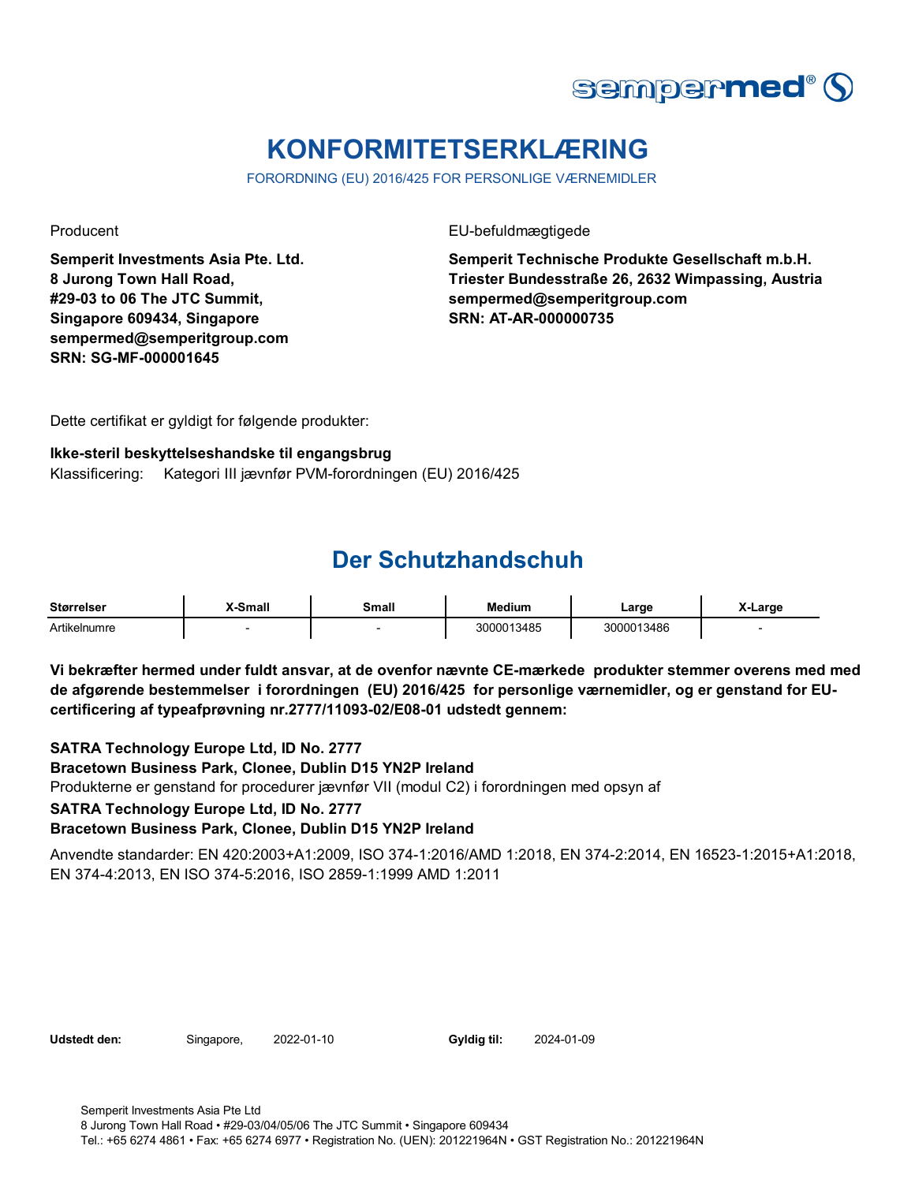sempermed®

# KONFORMITETSERKLÆRING

FORORDNING (EU) 2016/425 FOR PERSONLIGE VÆRNEMIDLER

Producent

**Semperit Investments Asia Pte. Ltd.**
**8 Jurong Town Hall Road,**
**#29-03 to 06 The JTC Summit,**
**Singapore 609434, Singapore**
**sempermed@semperitgroup.com**
**SRN: SG-MF-000001645**

EU-befuldmægtigede

**Semperit Technische Produkte Gesellschaft m.b.H.**
**Triester Bundesstraße 26, 2632 Wimpassing, Austria**
**sempermed@semperitgroup.com**
**SRN: AT-AR-000000735**

Dette certifikat er gyldigt for følgende produkter:

**Ikke-steril beskyttelseshandske til engangsbrug**
Klassificering: Kategori III jævnfør PVM-forordningen (EU) 2016/425

## Der Schutzhandschuh

| Størrelser | X-Small | Small | Medium | Large | X-Large |
|---|---|---|---|---|---|
| Artikelnumre | - | - | 3000013485 | 3000013486 | - |

**Vi bekræfter hermed under fuldt ansvar, at de ovenfor nævnte CE-mærkede produkter stemmer overens med med de afgørende bestemmelser i forordningen (EU) 2016/425 for personlige værnemidler, og er genstand for EU-certificering af typeafprøvning nr.2777/11093-02/E08-01 udstedt gennem:**

**SATRA Technology Europe Ltd, ID No. 2777**
**Bracetown Business Park, Clonee, Dublin D15 YN2P Ireland**
Produkterne er genstand for procedurer jævnfør VII (modul C2) i forordningen med opsyn af
**SATRA Technology Europe Ltd, ID No. 2777**
**Bracetown Business Park, Clonee, Dublin D15 YN2P Ireland**

Anvendte standarder: EN 420:2003+A1:2009, ISO 374-1:2016/AMD 1:2018, EN 374-2:2014, EN 16523-1:2015+A1:2018, EN 374-4:2013, EN ISO 374-5:2016, ISO 2859-1:1999 AMD 1:2011

**Udstedt den:** Singapore, 2022-01-10 **Gyldig til:** 2024-01-09

Semperit Investments Asia Pte Ltd
8 Jurong Town Hall Road • #29-03/04/05/06 The JTC Summit • Singapore 609434
Tel.: +65 6274 4861 • Fax: +65 6274 6977 • Registration No. (UEN): 201221964N • GST Registration No.: 201221964N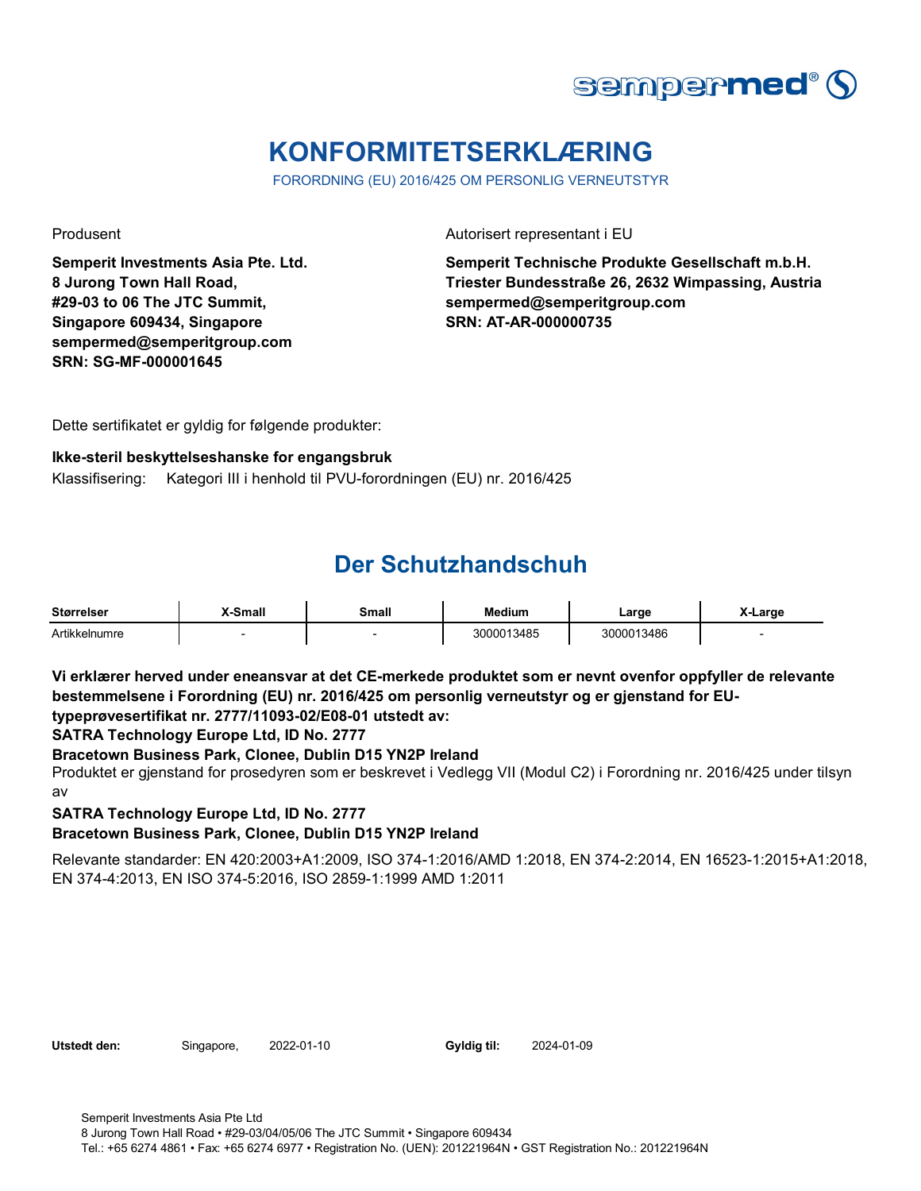# KONFORMITETSERKLÆRING

FORORDNING (EU) 2016/425 OM PERSONLIG VERNEUTSTYR

Produsent

**Semperit Investments Asia Pte. Ltd.**
**8 Jurong Town Hall Road,**
**#29-03 to 06 The JTC Summit,**
**Singapore 609434, Singapore**
**sempermed@semperitgroup.com**
**SRN: SG-MF-000001645**

Autorisert representant i EU

**Semperit Technische Produkte Gesellschaft m.b.H.**
**Triester Bundesstraße 26, 2632 Wimpassing, Austria**
**sempermed@semperitgroup.com**
**SRN: AT-AR-000000735**

Dette sertifikatet er gyldig for følgende produkter:

**Ikke-steril beskyttelseshanske for engangsbruk**

Klassifisering: Kategori III i henhold til PVU-forordningen (EU) nr. 2016/425

## Der Schutzhandschuh

| Størrelser | X-Small | Small | Medium | Large | X-Large |
|---|---|---|---|---|---|
| Artikkelnumre | - | - | 3000013485 | 3000013486 | - |

**Vi erklærer herved under eneansvar at det CE-merkede produktet som er nevnt ovenfor oppfyller de relevante bestemmelsene i Forordning (EU) nr. 2016/425 om personlig verneutstyr og er gjenstand for EU-typeprøvesertifikat nr. 2777/11093-02/E08-01 utstedt av:**

**SATRA Technology Europe Ltd, ID No. 2777**

**Bracetown Business Park, Clonee, Dublin D15 YN2P Ireland**

Produktet er gjenstand for prosedyren som er beskrevet i Vedlegg VII (Modul C2) i Forordning nr. 2016/425 under tilsyn av

**SATRA Technology Europe Ltd, ID No. 2777**

**Bracetown Business Park, Clonee, Dublin D15 YN2P Ireland**

Relevante standarder: EN 420:2003+A1:2009, ISO 374-1:2016/AMD 1:2018, EN 374-2:2014, EN 16523-1:2015+A1:2018, EN 374-4:2013, EN ISO 374-5:2016, ISO 2859-1:1999 AMD 1:2011

**Utstedt den:** Singapore, 2022-01-10 **Gyldig til:** 2024-01-09

Semperit Investments Asia Pte Ltd
8 Jurong Town Hall Road • #29-03/04/05/06 The JTC Summit • Singapore 609434
Tel.: +65 6274 4861 • Fax: +65 6274 6977 • Registration No. (UEN): 201221964N • GST Registration No.: 201221964N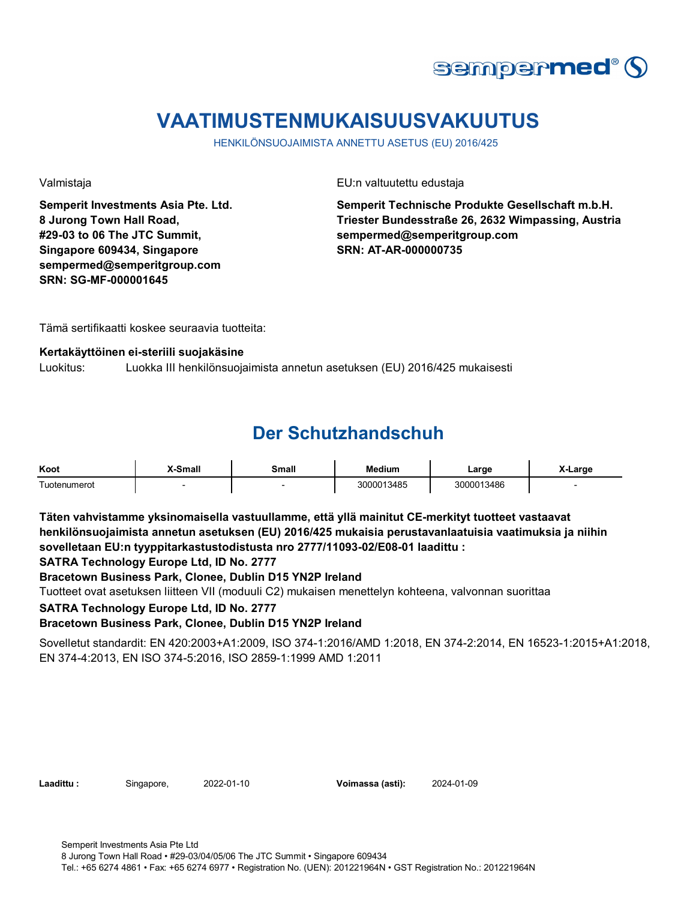# VAATIMUSTENMUKAISUUSVAKUUTUS

HENKILÖNSUOJAIMISTA ANNETTU ASETUS (EU) 2016/425

Valmistaja

**Semperit Investments Asia Pte. Ltd.**
**8 Jurong Town Hall Road,**
**#29-03 to 06 The JTC Summit,**
**Singapore 609434, Singapore**
**sempermed@semperitgroup.com**
**SRN: SG-MF-000001645**

EU:n valtuutettu edustaja

**Semperit Technische Produkte Gesellschaft m.b.H.**
**Triester Bundesstraße 26, 2632 Wimpassing, Austria**
**sempermed@semperitgroup.com**
**SRN: AT-AR-000000735**

Tämä sertifikaatti koskee seuraavia tuotteita:

**Kertakäyttöinen ei-steriili suojakäsine**

Luokitus: Luokka III henkilönsuojaimista annetun asetuksen (EU) 2016/425 mukaisesti

## Der Schutzhandschuh

| Koot | X-Small | Small | Medium | Large | X-Large |
|---|---|---|---|---|---|
| Tuotenumerot | - | - | 3000013485 | 3000013486 | - |

**Täten vahvistamme yksinomaisella vastuullamme, että yllä mainitut CE-merkityt tuotteet vastaavat henkilönsuojaimista annetun asetuksen (EU) 2016/425 mukaisia perustavanlaatuisia vaatimuksia ja niihin sovelletaan EU:n tyyppitarkastustodistusta nro 2777/11093-02/E08-01 laadittu :**

**SATRA Technology Europe Ltd, ID No. 2777**

**Bracetown Business Park, Clonee, Dublin D15 YN2P Ireland**

Tuotteet ovat asetuksen liitteen VII (moduuli C2) mukaisen menettelyn kohteena, valvonnan suorittaa

**SATRA Technology Europe Ltd, ID No. 2777**

**Bracetown Business Park, Clonee, Dublin D15 YN2P Ireland**

Sovelletut standardit: EN 420:2003+A1:2009, ISO 374-1:2016/AMD 1:2018, EN 374-2:2014, EN 16523-1:2015+A1:2018, EN 374-4:2013, EN ISO 374-5:2016, ISO 2859-1:1999 AMD 1:2011

**Laadittu :** Singapore, 2022-01-10 **Voimassa (asti):** 2024-01-09

Semperit Investments Asia Pte Ltd
8 Jurong Town Hall Road • #29-03/04/05/06 The JTC Summit • Singapore 609434
Tel.: +65 6274 4861 • Fax: +65 6274 6977 • Registration No. (UEN): 201221964N • GST Registration No.: 201221964N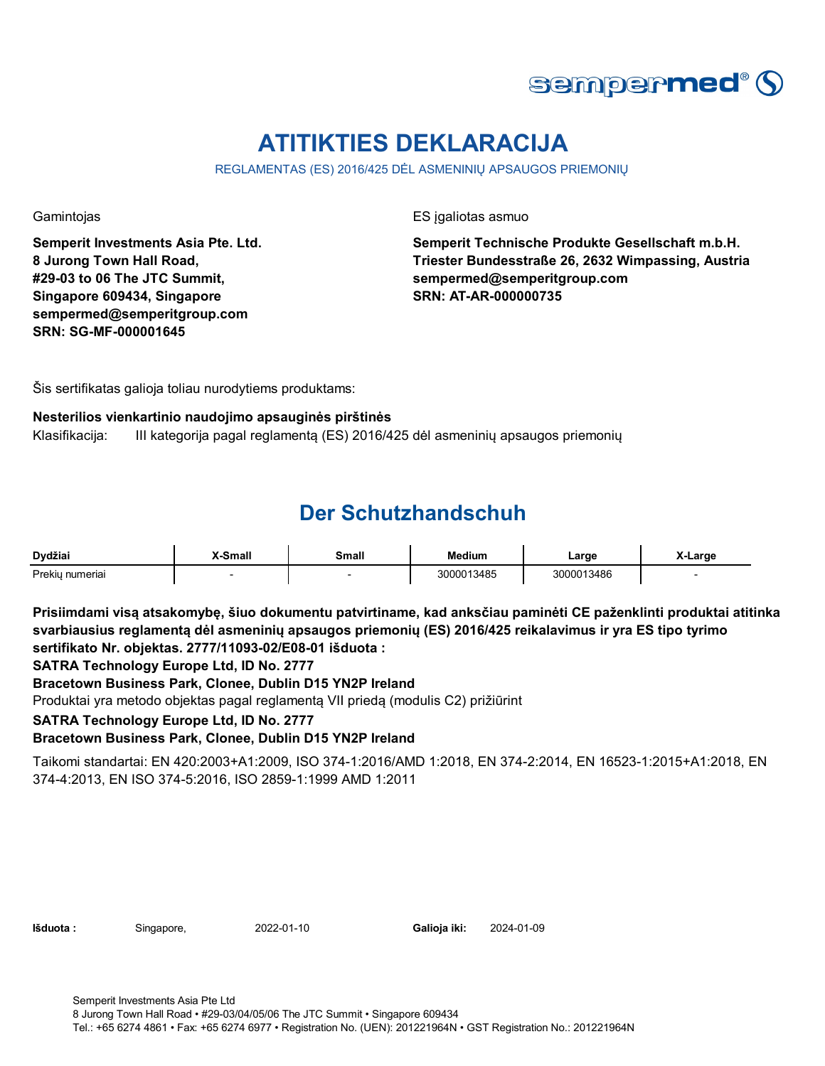sempermed®

# ATITIKTIES DEKLARACIJA

REGLAMENTAS (ES) 2016/425 DĖL ASMENINIŲ APSAUGOS PRIEMONIŲ

Gamintojas

**Semperit Investments Asia Pte. Ltd.**
**8 Jurong Town Hall Road,**
**#29-03 to 06 The JTC Summit,**
**Singapore 609434, Singapore**
**sempermed@semperitgroup.com**
**SRN: SG-MF-000001645**

ES įgaliotas asmuo

**Semperit Technische Produkte Gesellschaft m.b.H.**
**Triester Bundesstraße 26, 2632 Wimpassing, Austria**
**sempermed@semperitgroup.com**
**SRN: AT-AR-000000735**

Šis sertifikatas galioja toliau nurodytiems produktams:

**Nesterilios vienkartinio naudojimo apsauginės pirštinės**

Klasifikacija: III kategorija pagal reglamentą (ES) 2016/425 dėl asmeninių apsaugos priemonių

## Der Schutzhandschuh

| Dydžiai | X-Small | Small | Medium | Large | X-Large |
|---|---|---|---|---|---|
| Prekių numeriai | - | - | 3000013485 | 3000013486 | - |

**Prisiimdami visą atsakomybę, šiuo dokumentu patvirtiname, kad anksčiau paminėti CE paženklinti produktai atitinka svarbiausius reglamentą dėl asmeninių apsaugos priemonių (ES) 2016/425 reikalavimus ir yra ES tipo tyrimo sertifikato Nr. objektas. 2777/11093-02/E08-01 išduota :**

**SATRA Technology Europe Ltd, ID No. 2777**

**Bracetown Business Park, Clonee, Dublin D15 YN2P Ireland**

Produktai yra metodo objektas pagal reglamentą VII priedą (modulis C2) prižiūrint

**SATRA Technology Europe Ltd, ID No. 2777**

**Bracetown Business Park, Clonee, Dublin D15 YN2P Ireland**

Taikomi standartai: EN 420:2003+A1:2009, ISO 374-1:2016/AMD 1:2018, EN 374-2:2014, EN 16523-1:2015+A1:2018, EN 374-4:2013, EN ISO 374-5:2016, ISO 2859-1:1999 AMD 1:2011

**Išduota :** Singapore, 2022-01-10 **Galioja iki:** 2024-01-09

Semperit Investments Asia Pte Ltd
8 Jurong Town Hall Road • #29-03/04/05/06 The JTC Summit • Singapore 609434
Tel.: +65 6274 4861 • Fax: +65 6274 6977 • Registration No. (UEN): 201221964N • GST Registration No.: 201221964N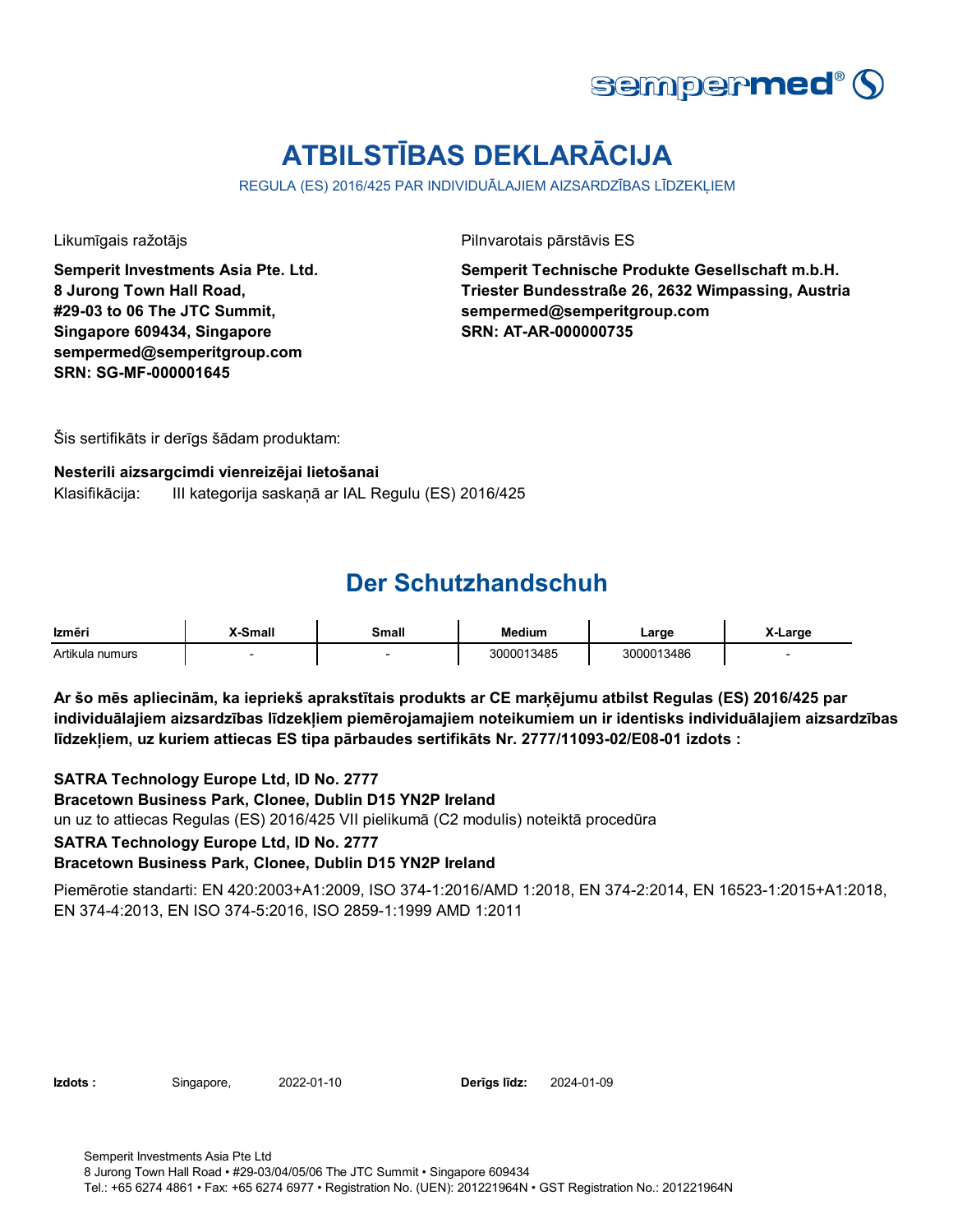# ATBILSTĪBAS DEKLARĀCIJA

REGULA (ES) 2016/425 PAR INDIVIDUĀLAJIEM AIZSARDZĪBAS LĪDZEKĻIEM

Likumīgais ražotājs

**Semperit Investments Asia Pte. Ltd.**
**8 Jurong Town Hall Road,**
**#29-03 to 06 The JTC Summit,**
**Singapore 609434, Singapore**
**sempermed@semperitgroup.com**
**SRN: SG-MF-000001645**

Pilnvarotais pārstāvis ES

**Semperit Technische Produkte Gesellschaft m.b.H.**
**Triester Bundesstraße 26, 2632 Wimpassing, Austria**
**sempermed@semperitgroup.com**
**SRN: AT-AR-000000735**

Šis sertifikāts ir derīgs šādam produktam:

**Nesterili aizsargcimdi vienreizējai lietošanai**
Klasifikācija: III kategorija saskaņā ar IAL Regulu (ES) 2016/425

## Der Schutzhandschuh

| Izmēri | X-Small | Small | Medium | Large | X-Large |
|---|---|---|---|---|---|
| Artikula numurs | - | - | 3000013485 | 3000013486 | - |

**Ar šo mēs apliecinām, ka iepriekš aprakstītais produkts ar CE marķējumu atbilst Regulas (ES) 2016/425 par individuālajiem aizsardzības līdzekļiem piemērojamajiem noteikumiem un ir identisks individuālajiem aizsardzības līdzekļiem, uz kuriem attiecas ES tipa pārbaudes sertifikāts Nr. 2777/11093-02/E08-01 izdots :**

**SATRA Technology Europe Ltd, ID No. 2777**
**Bracetown Business Park, Clonee, Dublin D15 YN2P Ireland**
un uz to attiecas Regulas (ES) 2016/425 VII pielikumā (C2 modulis) noteiktā procedūra
**SATRA Technology Europe Ltd, ID No. 2777**
**Bracetown Business Park, Clonee, Dublin D15 YN2P Ireland**

Piemērotie standarti: EN 420:2003+A1:2009, ISO 374-1:2016/AMD 1:2018, EN 374-2:2014, EN 16523-1:2015+A1:2018, EN 374-4:2013, EN ISO 374-5:2016, ISO 2859-1:1999 AMD 1:2011

**Izdots :** Singapore, 2022-01-10 **Derīgs līdz:** 2024-01-09

Semperit Investments Asia Pte Ltd
8 Jurong Town Hall Road • #29-03/04/05/06 The JTC Summit • Singapore 609434
Tel.: +65 6274 4861 • Fax: +65 6274 6977 • Registration No. (UEN): 201221964N • GST Registration No.: 201221964N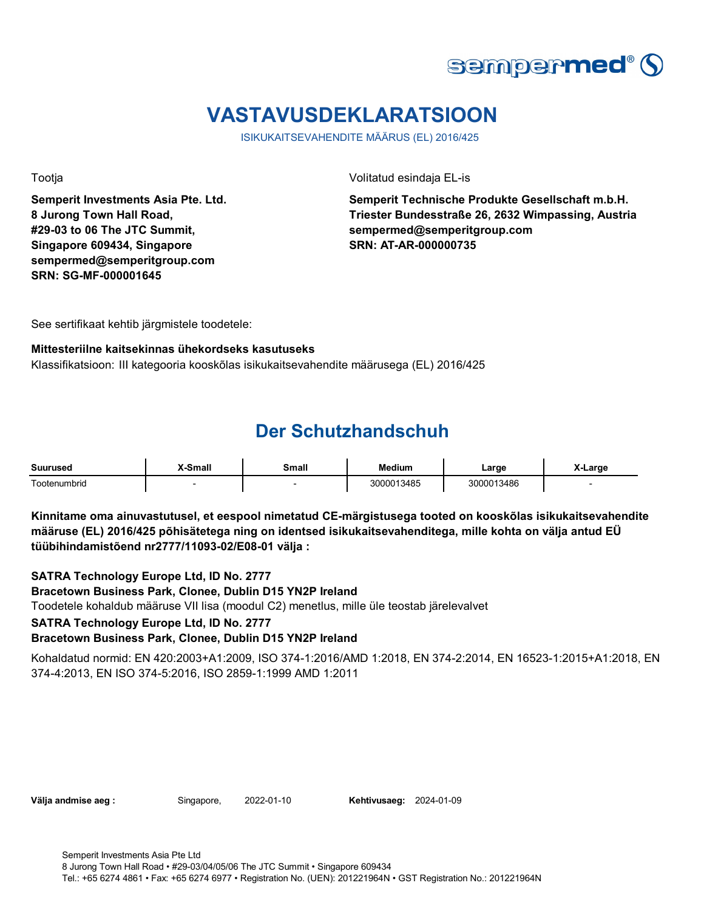sempermed®

# VASTAVUSDEKLARATSIOON

ISIKUKAITSEVAHENDITE MÄÄRUS (EL) 2016/425

Tootja

**Semperit Investments Asia Pte. Ltd.**
**8 Jurong Town Hall Road,**
**#29-03 to 06 The JTC Summit,**
**Singapore 609434, Singapore**
**sempermed@semperitgroup.com**
**SRN: SG-MF-000001645**

Volitatud esindaja EL-is

**Semperit Technische Produkte Gesellschaft m.b.H.**
**Triester Bundesstraße 26, 2632 Wimpassing, Austria**
**sempermed@semperitgroup.com**
**SRN: AT-AR-000000735**

See sertifikaat kehtib järgmistele toodetele:

**Mittesteriilne kaitsekinnas ühekordseks kasutuseks**

Klassifikatsioon: III kategooria kooskõlas isikukaitsevahendite määrusega (EL) 2016/425

## Der Schutzhandschuh

| Suurused | X-Small | Small | Medium | Large | X-Large |
|---|---|---|---|---|---|
| Tootenumbrid | - | - | 3000013485 | 3000013486 | - |

**Kinnitame oma ainuvastutusel, et eespool nimetatud CE-märgistusega tooted on kooskõlas isikukaitsevahendite määruse (EL) 2016/425 põhisätetega ning on identsed isikukaitsevahenditega, mille kohta on välja antud EÜ tüübihindamistõend nr2777/11093-02/E08-01 välja :**

**SATRA Technology Europe Ltd, ID No. 2777**
**Bracetown Business Park, Clonee, Dublin D15 YN2P Ireland**

Toodetele kohaldub määruse VII lisa (moodul C2) menetlus, mille üle teostab järelevalvet

**SATRA Technology Europe Ltd, ID No. 2777**
**Bracetown Business Park, Clonee, Dublin D15 YN2P Ireland**

Kohaldatud normid: EN 420:2003+A1:2009, ISO 374-1:2016/AMD 1:2018, EN 374-2:2014, EN 16523-1:2015+A1:2018, EN 374-4:2013, EN ISO 374-5:2016, ISO 2859-1:1999 AMD 1:2011

**Välja andmise aeg :** Singapore, 2022-01-10 **Kehtivusaeg:** 2024-01-09

Semperit Investments Asia Pte Ltd
8 Jurong Town Hall Road • #29-03/04/05/06 The JTC Summit • Singapore 609434
Tel.: +65 6274 4861 • Fax: +65 6274 6977 • Registration No. (UEN): 201221964N • GST Registration No.: 201221964N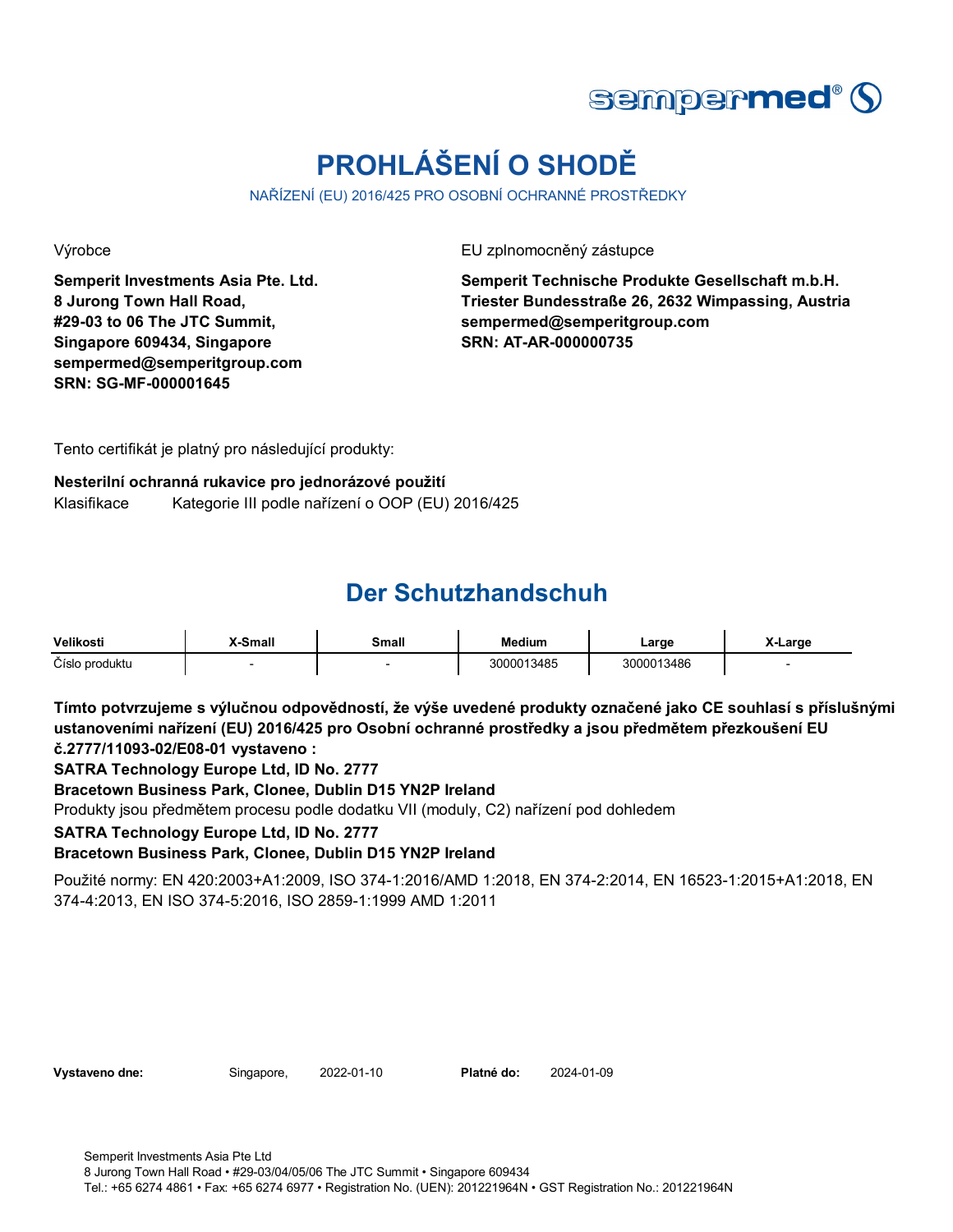sempermed®

# PROHLÁŠENÍ O SHODĚ

NAŘÍZENÍ (EU) 2016/425 PRO OSOBNÍ OCHRANNÉ PROSTŘEDKY

Výrobce

**Semperit Investments Asia Pte. Ltd.**
**8 Jurong Town Hall Road,**
**#29-03 to 06 The JTC Summit,**
**Singapore 609434, Singapore**
**sempermed@semperitgroup.com**
**SRN: SG-MF-000001645**

EU zplnomocněný zástupce

**Semperit Technische Produkte Gesellschaft m.b.H.**
**Triester Bundesstraße 26, 2632 Wimpassing, Austria**
**sempermed@semperitgroup.com**
**SRN: AT-AR-000000735**

Tento certifikát je platný pro následující produkty:

**Nesterilní ochranná rukavice pro jednorázové použití**

Klasifikace Kategorie III podle nařízení o OOP (EU) 2016/425

## Der Schutzhandschuh

| Velikosti | X-Small | Small | Medium | Large | X-Large |
|---|---|---|---|---|---|
| Číslo produktu | - | - | 3000013485 | 3000013486 | - |

**Tímto potvrzujeme s výlučnou odpovědností, že výše uvedené produkty označené jako CE souhlasí s příslušnými ustanoveními nařízení (EU) 2016/425 pro Osobní ochranné prostředky a jsou předmětem přezkoušení EU č.2777/11093-02/E08-01 vystaveno :**

**SATRA Technology Europe Ltd, ID No. 2777**

**Bracetown Business Park, Clonee, Dublin D15 YN2P Ireland**

Produkty jsou předmětem procesu podle dodatku VII (moduly, C2) nařízení pod dohledem

**SATRA Technology Europe Ltd, ID No. 2777**

**Bracetown Business Park, Clonee, Dublin D15 YN2P Ireland**

Použité normy: EN 420:2003+A1:2009, ISO 374-1:2016/AMD 1:2018, EN 374-2:2014, EN 16523-1:2015+A1:2018, EN 374-4:2013, EN ISO 374-5:2016, ISO 2859-1:1999 AMD 1:2011

**Vystaveno dne:** Singapore, 2022-01-10 **Platné do:** 2024-01-09

Semperit Investments Asia Pte Ltd
8 Jurong Town Hall Road • #29-03/04/05/06 The JTC Summit • Singapore 609434
Tel.: +65 6274 4861 • Fax: +65 6274 6977 • Registration No. (UEN): 201221964N • GST Registration No.: 201221964N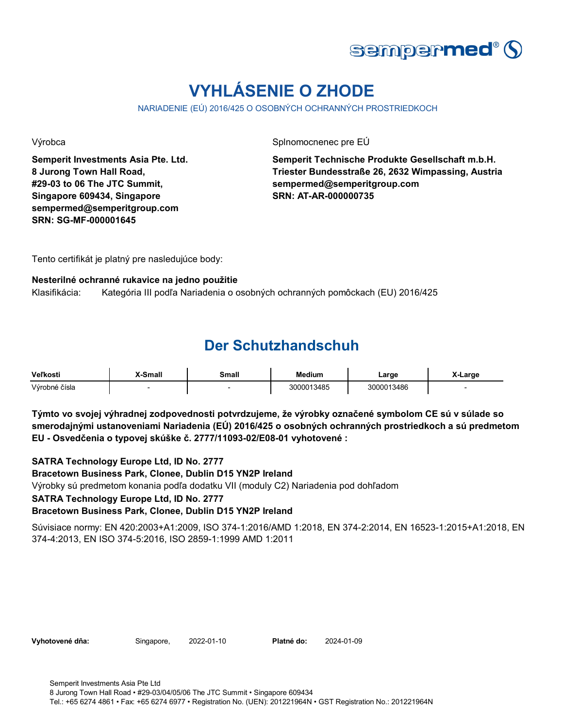# VYHLÁSENIE O ZHODE

NARIADENIE (EÚ) 2016/425 O OSOBNÝCH OCHRANNÝCH PROSTRIEDKOCH

Výrobca

**Semperit Investments Asia Pte. Ltd.**
**8 Jurong Town Hall Road,**
**#29-03 to 06 The JTC Summit,**
**Singapore 609434, Singapore**
**sempermed@semperitgroup.com**
**SRN: SG-MF-000001645**

Splnomocnenec pre EÚ

**Semperit Technische Produkte Gesellschaft m.b.H.**
**Triester Bundesstraße 26, 2632 Wimpassing, Austria**
**sempermed@semperitgroup.com**
**SRN: AT-AR-000000735**

Tento certifikát je platný pre nasledujúce body:

**Nesterilné ochranné rukavice na jedno použitie**

Klasifikácia: Kategória III podľa Nariadenia o osobných ochranných pomôckach (EU) 2016/425

## Der Schutzhandschuh

| Veľkosti | X-Small | Small | Medium | Large | X-Large |
|---|---|---|---|---|---|
| Výrobné čísla | - | - | 3000013485 | 3000013486 | - |

**Týmto vo svojej výhradnej zodpovednosti potvrdzujeme, že výrobky označené symbolom CE sú v súlade so smerodajnými ustanoveniami Nariadenia (EÚ) 2016/425 o osobných ochranných prostriedkoch a sú predmetom EU - Osvedčenia o typovej skúške č. 2777/11093-02/E08-01 vyhotovené :**

**SATRA Technology Europe Ltd, ID No. 2777**
**Bracetown Business Park, Clonee, Dublin D15 YN2P Ireland**
Výrobky sú predmetom konania podľa dodatku VII (moduly C2) Nariadenia pod dohľadom
**SATRA Technology Europe Ltd, ID No. 2777**
**Bracetown Business Park, Clonee, Dublin D15 YN2P Ireland**

Súvisiace normy: EN 420:2003+A1:2009, ISO 374-1:2016/AMD 1:2018, EN 374-2:2014, EN 16523-1:2015+A1:2018, EN 374-4:2013, EN ISO 374-5:2016, ISO 2859-1:1999 AMD 1:2011

**Vyhotovené dňa:** Singapore, 2022-01-10 **Platné do:** 2024-01-09

Semperit Investments Asia Pte Ltd
8 Jurong Town Hall Road • #29-03/04/05/06 The JTC Summit • Singapore 609434
Tel.: +65 6274 4861 • Fax: +65 6274 6977 • Registration No. (UEN): 201221964N • GST Registration No.: 201221964N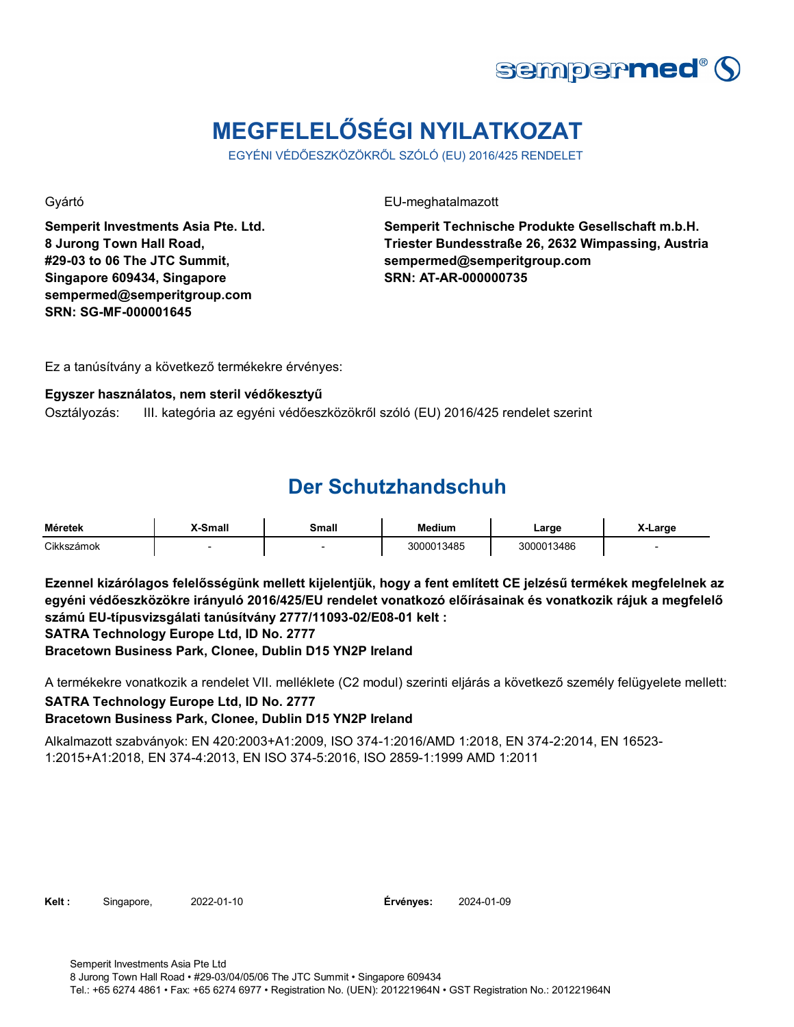# MEGFELELŐSÉGI NYILATKOZAT

EGYÉNI VÉDŐESZKÖZÖKRŐL SZÓLÓ (EU) 2016/425 RENDELET

Gyártó

**Semperit Investments Asia Pte. Ltd.**
**8 Jurong Town Hall Road,**
**#29-03 to 06 The JTC Summit,**
**Singapore 609434, Singapore**
**sempermed@semperitgroup.com**
**SRN: SG-MF-000001645**

EU-meghatalmazott

**Semperit Technische Produkte Gesellschaft m.b.H.**
**Triester Bundesstraße 26, 2632 Wimpassing, Austria**
**sempermed@semperitgroup.com**
**SRN: AT-AR-000000735**

Ez a tanúsítvány a következő termékekre érvényes:

**Egyszer használatos, nem steril védőkesztyű**

Osztályozás: III. kategória az egyéni védőeszközökről szóló (EU) 2016/425 rendelet szerint

## Der Schutzhandschuh

| Méretek | X-Small | Small | Medium | Large | X-Large |
|---|---|---|---|---|---|
| Cikkszámok | - | - | 3000013485 | 3000013486 | - |

**Ezennel kizárólagos felelősségünk mellett kijelentjük, hogy a fent említett CE jelzésű termékek megfelelnek az egyéni védőeszközökre irányuló 2016/425/EU rendelet vonatkozó előírásainak és vonatkozik rájuk a megfelelő számú EU-típusvizsgálati tanúsítvány 2777/11093-02/E08-01 kelt :**
**SATRA Technology Europe Ltd, ID No. 2777**
**Bracetown Business Park, Clonee, Dublin D15 YN2P Ireland**

A termékekre vonatkozik a rendelet VII. melléklete (C2 modul) szerinti eljárás a következő személy felügyelete mellett:
**SATRA Technology Europe Ltd, ID No. 2777**
**Bracetown Business Park, Clonee, Dublin D15 YN2P Ireland**

Alkalmazott szabványok: EN 420:2003+A1:2009, ISO 374-1:2016/AMD 1:2018, EN 374-2:2014, EN 16523-1:2015+A1:2018, EN 374-4:2013, EN ISO 374-5:2016, ISO 2859-1:1999 AMD 1:2011

**Kelt :** Singapore, 2022-01-10 **Érvényes:** 2024-01-09

Semperit Investments Asia Pte Ltd
8 Jurong Town Hall Road • #29-03/04/05/06 The JTC Summit • Singapore 609434
Tel.: +65 6274 4861 • Fax: +65 6274 6977 • Registration No. (UEN): 201221964N • GST Registration No.: 201221964N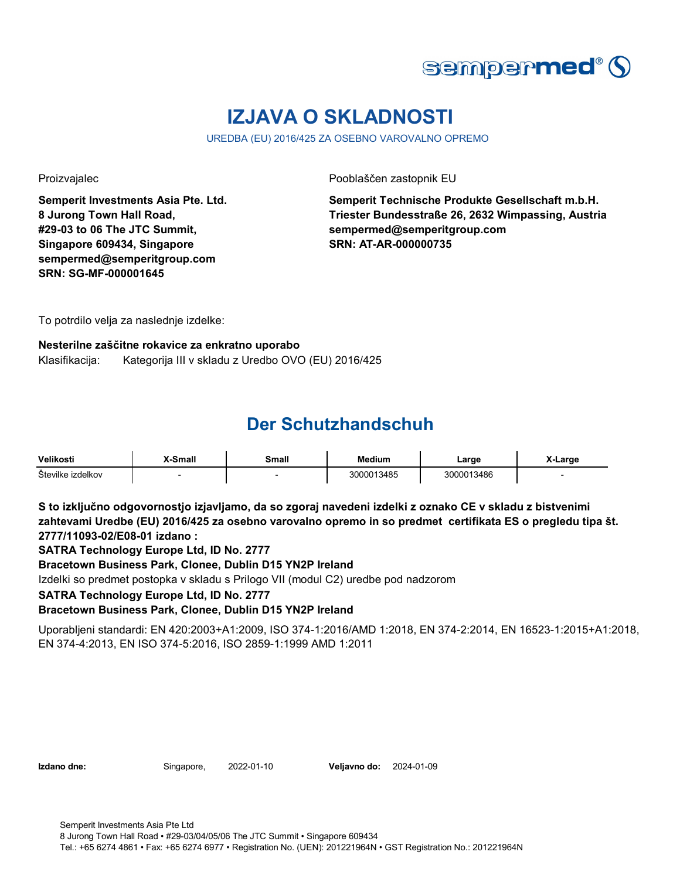sempermed®

# IZJAVA O SKLADNOSTI

UREDBA (EU) 2016/425 ZA OSEBNO VAROVALNO OPREMO

Proizvajalec

**Semperit Investments Asia Pte. Ltd.**
**8 Jurong Town Hall Road,**
**#29-03 to 06 The JTC Summit,**
**Singapore 609434, Singapore**
**sempermed@semperitgroup.com**
**SRN: SG-MF-000001645**

Pooblaščen zastopnik EU

**Semperit Technische Produkte Gesellschaft m.b.H.**
**Triester Bundesstraße 26, 2632 Wimpassing, Austria**
**sempermed@semperitgroup.com**
**SRN: AT-AR-000000735**

To potrdilo velja za naslednje izdelke:

**Nesterilne zaščitne rokavice za enkratno uporabo**
Klasifikacija: Kategorija III v skladu z Uredbo OVO (EU) 2016/425

## Der Schutzhandschuh

| Velikosti | X-Small | Small | Medium | Large | X-Large |
|---|---|---|---|---|---|
| Številke izdelkov | - | - | 3000013485 | 3000013486 | - |

**S to izključno odgovornostjo izjavljamo, da so zgoraj navedeni izdelki z oznako CE v skladu z bistvenimi zahtevami Uredbe (EU) 2016/425 za osebno varovalno opremo in so predmet certifikata ES o pregledu tipa št. 2777/11093-02/E08-01 izdano :**

**SATRA Technology Europe Ltd, ID No. 2777**

**Bracetown Business Park, Clonee, Dublin D15 YN2P Ireland**

Izdelki so predmet postopka v skladu s Prilogo VII (modul C2) uredbe pod nadzorom

**SATRA Technology Europe Ltd, ID No. 2777**

**Bracetown Business Park, Clonee, Dublin D15 YN2P Ireland**

Uporabljeni standardi: EN 420:2003+A1:2009, ISO 374-1:2016/AMD 1:2018, EN 374-2:2014, EN 16523-1:2015+A1:2018, EN 374-4:2013, EN ISO 374-5:2016, ISO 2859-1:1999 AMD 1:2011

**Izdano dne:** Singapore, 2022-01-10 **Veljavno do:** 2024-01-09

Semperit Investments Asia Pte Ltd
8 Jurong Town Hall Road • #29-03/04/05/06 The JTC Summit • Singapore 609434
Tel.: +65 6274 4861 • Fax: +65 6274 6977 • Registration No. (UEN): 201221964N • GST Registration No.: 201221964N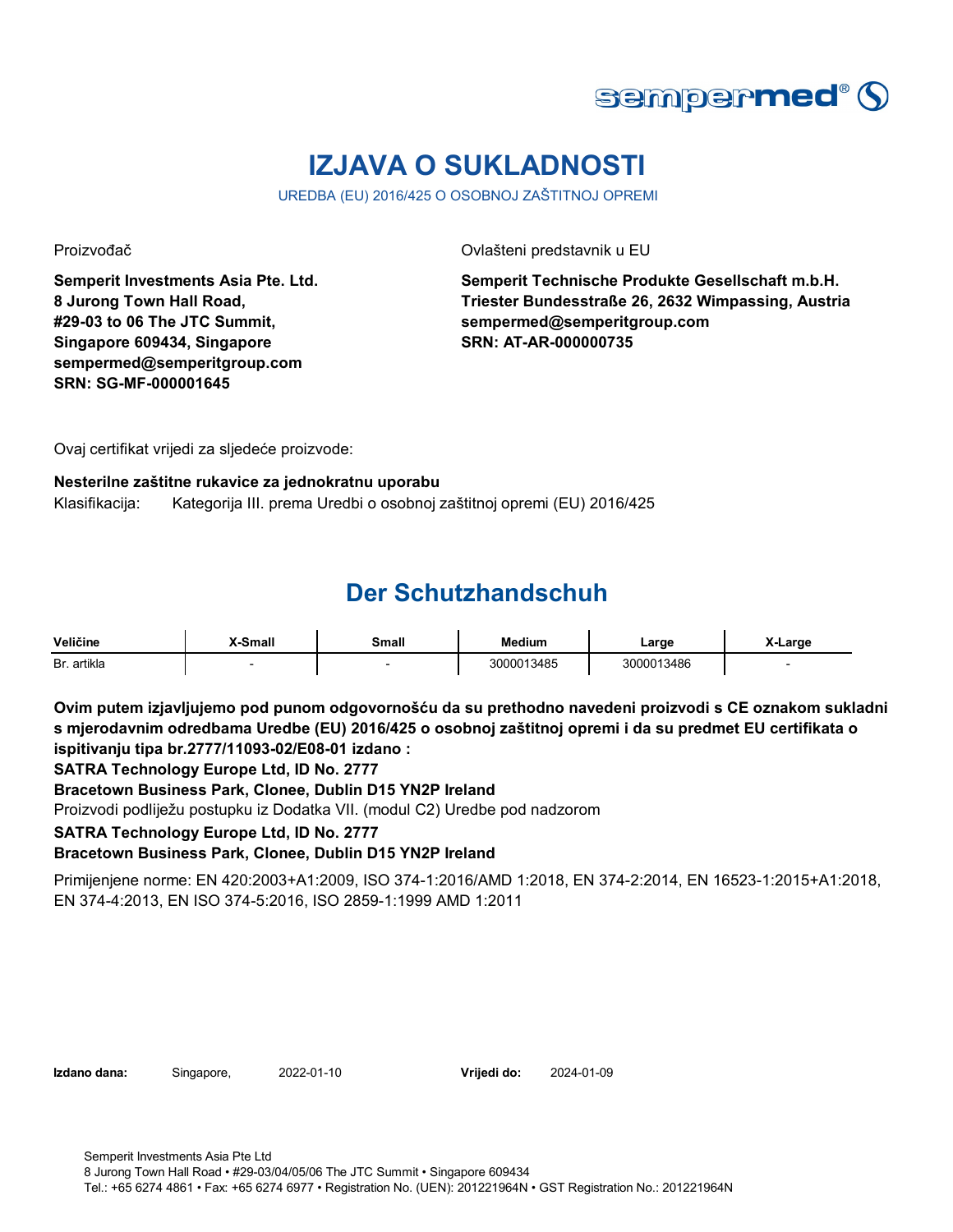# IZJAVA O SUKLADNOSTI

UREDBA (EU) 2016/425 O OSOBNOJ ZAŠTITNOJ OPREMI

Proizvođač

**Semperit Investments Asia Pte. Ltd.**
**8 Jurong Town Hall Road,**
**#29-03 to 06 The JTC Summit,**
**Singapore 609434, Singapore**
**sempermed@semperitgroup.com**
**SRN: SG-MF-000001645**

Ovlašteni predstavnik u EU

**Semperit Technische Produkte Gesellschaft m.b.H.**
**Triester Bundesstraße 26, 2632 Wimpassing, Austria**
**sempermed@semperitgroup.com**
**SRN: AT-AR-000000735**

Ovaj certifikat vrijedi za sljedeće proizvode:

**Nesterilne zaštitne rukavice za jednokratnu uporabu**

Klasifikacija: Kategorija III. prema Uredbi o osobnoj zaštitnoj opremi (EU) 2016/425

## Der Schutzhandschuh

| Veličine | X-Small | Small | Medium | Large | X-Large |
|---|---|---|---|---|---|
| Br. artikla | - | - | 3000013485 | 3000013486 | - |

**Ovim putem izjavljujemo pod punom odgovornošću da su prethodno navedeni proizvodi s CE oznakom sukladni s mjerodavnim odredbama Uredbe (EU) 2016/425 o osobnoj zaštitnoj opremi i da su predmet EU certifikata o ispitivanju tipa br.2777/11093-02/E08-01 izdano :**

**SATRA Technology Europe Ltd, ID No. 2777**

**Bracetown Business Park, Clonee, Dublin D15 YN2P Ireland**

Proizvodi podliježu postupku iz Dodatka VII. (modul C2) Uredbe pod nadzorom

**SATRA Technology Europe Ltd, ID No. 2777**

**Bracetown Business Park, Clonee, Dublin D15 YN2P Ireland**

Primijenjene norme: EN 420:2003+A1:2009, ISO 374-1:2016/AMD 1:2018, EN 374-2:2014, EN 16523-1:2015+A1:2018, EN 374-4:2013, EN ISO 374-5:2016, ISO 2859-1:1999 AMD 1:2011

**Izdano dana:** Singapore, 2022-01-10 **Vrijedi do:** 2024-01-09

Semperit Investments Asia Pte Ltd
8 Jurong Town Hall Road • #29-03/04/05/06 The JTC Summit • Singapore 609434
Tel.: +65 6274 4861 • Fax: +65 6274 6977 • Registration No. (UEN): 201221964N • GST Registration No.: 201221964N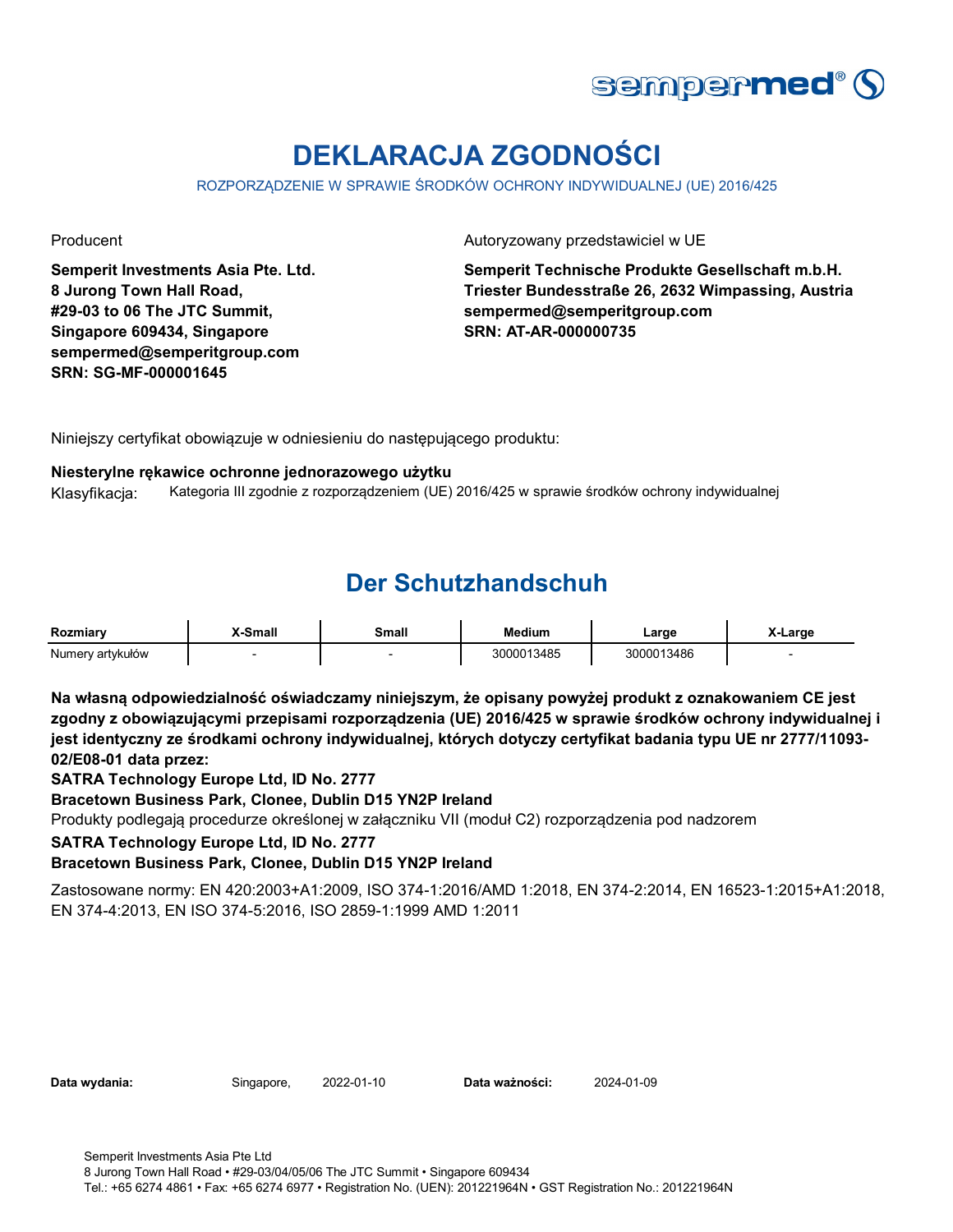# DEKLARACJA ZGODNOŚCI

ROZPORZĄDZENIE W SPRAWIE ŚRODKÓW OCHRONY INDYWIDUALNEJ (UE) 2016/425

Producent

**Semperit Investments Asia Pte. Ltd.**
**8 Jurong Town Hall Road,**
**#29-03 to 06 The JTC Summit,**
**Singapore 609434, Singapore**
**sempermed@semperitgroup.com**
**SRN: SG-MF-000001645**

Autoryzowany przedstawiciel w UE

**Semperit Technische Produkte Gesellschaft m.b.H.**
**Triester Bundesstraße 26, 2632 Wimpassing, Austria**
**sempermed@semperitgroup.com**
**SRN: AT-AR-000000735**

Niniejszy certyfikat obowiązuje w odniesieniu do następującego produktu:

**Niesterylne rękawice ochronne jednorazowego użytku**

Klasyfikacja: Kategoria III zgodnie z rozporządzeniem (UE) 2016/425 w sprawie środków ochrony indywidualnej

## Der Schutzhandschuh

| Rozmiary | X-Small | Small | Medium | Large | X-Large |
|---|---|---|---|---|---|
| Numery artykułów | - | - | 3000013485 | 3000013486 | - |

**Na własną odpowiedzialność oświadczamy niniejszym, że opisany powyżej produkt z oznakowaniem CE jest zgodny z obowiązującymi przepisami rozporządzenia (UE) 2016/425 w sprawie środków ochrony indywidualnej i jest identyczny ze środkami ochrony indywidualnej, których dotyczy certyfikat badania typu UE nr 2777/11093-02/E08-01 data przez:**

**SATRA Technology Europe Ltd, ID No. 2777**

**Bracetown Business Park, Clonee, Dublin D15 YN2P Ireland**

Produkty podlegają procedurze określonej w załączniku VII (moduł C2) rozporządzenia pod nadzorem

**SATRA Technology Europe Ltd, ID No. 2777**

**Bracetown Business Park, Clonee, Dublin D15 YN2P Ireland**

Zastosowane normy: EN 420:2003+A1:2009, ISO 374-1:2016/AMD 1:2018, EN 374-2:2014, EN 16523-1:2015+A1:2018, EN 374-4:2013, EN ISO 374-5:2016, ISO 2859-1:1999 AMD 1:2011

**Data wydania:** Singapore, 2022-01-10 **Data ważności:** 2024-01-09

Semperit Investments Asia Pte Ltd
8 Jurong Town Hall Road • #29-03/04/05/06 The JTC Summit • Singapore 609434
Tel.: +65 6274 4861 • Fax: +65 6274 6977 • Registration No. (UEN): 201221964N • GST Registration No.: 201221964N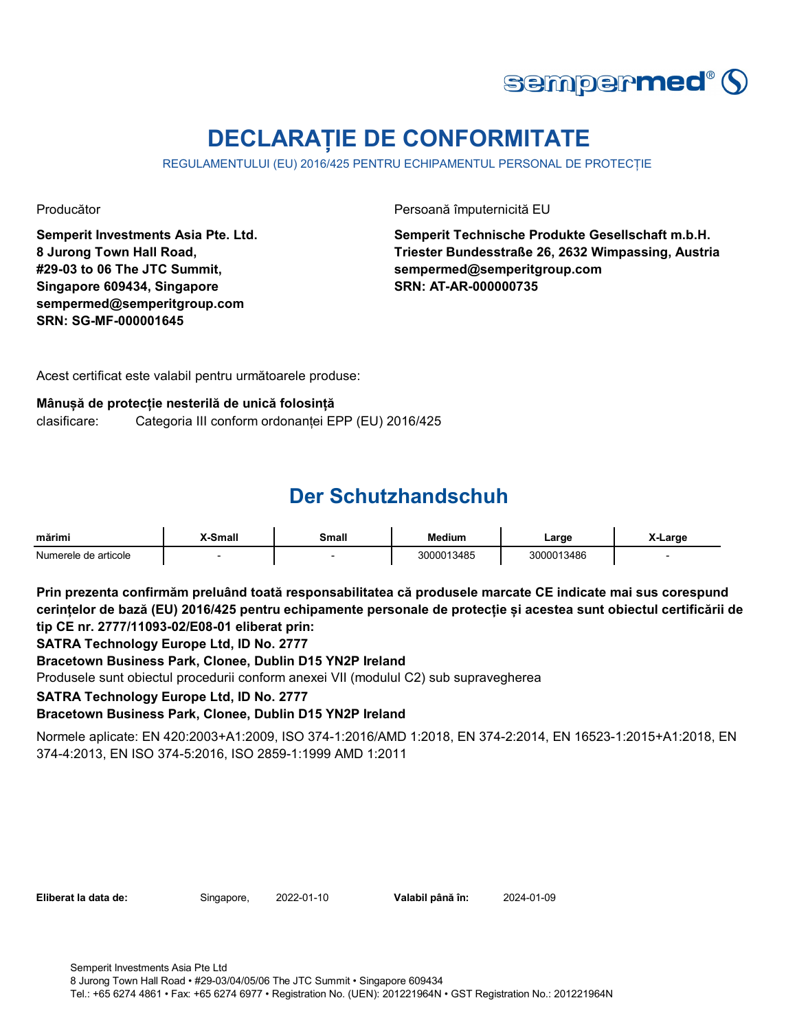sempermed®

# DECLARAȚIE DE CONFORMITATE

REGULAMENTULUI (EU) 2016/425 PENTRU ECHIPAMENTUL PERSONAL DE PROTECȚIE

Producător

**Semperit Investments Asia Pte. Ltd.**
**8 Jurong Town Hall Road,**
**#29-03 to 06 The JTC Summit,**
**Singapore 609434, Singapore**
**sempermed@semperitgroup.com**
**SRN: SG-MF-000001645**

Persoană împuternicită EU

**Semperit Technische Produkte Gesellschaft m.b.H.**
**Triester Bundesstraße 26, 2632 Wimpassing, Austria**
**sempermed@semperitgroup.com**
**SRN: AT-AR-000000735**

Acest certificat este valabil pentru următoarele produse:

**Mânușă de protecție nesterilă de unică folosință**
clasificare: Categoria III conform ordonanței EPP (EU) 2016/425

## Der Schutzhandschuh

| mărimi | X-Small | Small | Medium | Large | X-Large |
|---|---|---|---|---|---|
| Numerele de articole | - | - | 3000013485 | 3000013486 | - |

**Prin prezenta confirmăm preluând toată responsabilitatea că produsele marcate CE indicate mai sus corespund cerințelor de bază (EU) 2016/425 pentru echipamente personale de protecție și acestea sunt obiectul certificării de tip CE nr. 2777/11093-02/E08-01 eliberat prin:**
**SATRA Technology Europe Ltd, ID No. 2777**
**Bracetown Business Park, Clonee, Dublin D15 YN2P Ireland**
Produsele sunt obiectul procedurii conform anexei VII (modulul C2) sub supravegherea
**SATRA Technology Europe Ltd, ID No. 2777**
**Bracetown Business Park, Clonee, Dublin D15 YN2P Ireland**

Normele aplicate: EN 420:2003+A1:2009, ISO 374-1:2016/AMD 1:2018, EN 374-2:2014, EN 16523-1:2015+A1:2018, EN 374-4:2013, EN ISO 374-5:2016, ISO 2859-1:1999 AMD 1:2011

**Eliberat la data de:** Singapore, 2022-01-10 **Valabil până în:** 2024-01-09

Semperit Investments Asia Pte Ltd
8 Jurong Town Hall Road • #29-03/04/05/06 The JTC Summit • Singapore 609434
Tel.: +65 6274 4861 • Fax: +65 6274 6977 • Registration No. (UEN): 201221964N • GST Registration No.: 201221964N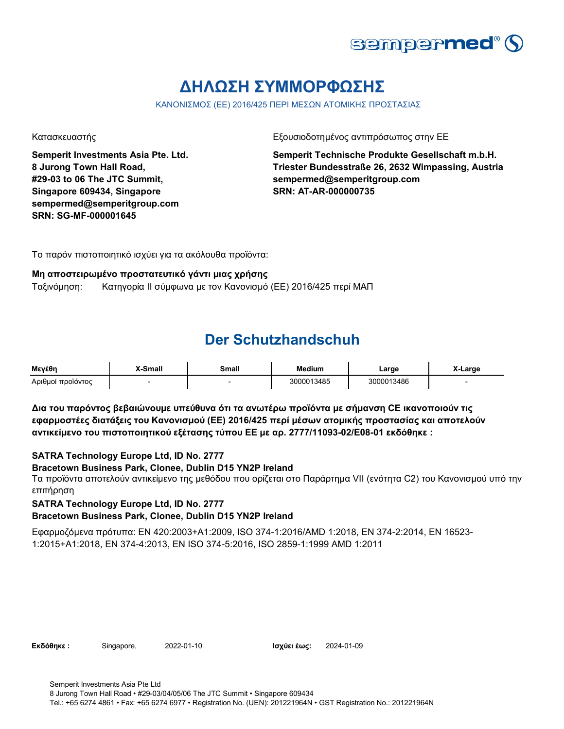sempermed®

# ΔΗΛΩΣΗ ΣΥΜΜΟΡΦΩΣΗΣ

ΚΑΝΟΝΙΣΜΟΣ (ΕΕ) 2016/425 ΠΕΡΙ ΜΕΣΩΝ ΑΤΟΜΙΚΗΣ ΠΡΟΣΤΑΣΙΑΣ

Κατασκευαστής

**Semperit Investments Asia Pte. Ltd.**
**8 Jurong Town Hall Road,**
**#29-03 to 06 The JTC Summit,**
**Singapore 609434, Singapore**
**sempermed@semperitgroup.com**
**SRN: SG-MF-000001645**

Εξουσιοδοτημένος αντιπρόσωπος στην ΕΕ

**Semperit Technische Produkte Gesellschaft m.b.H.**
**Triester Bundesstraße 26, 2632 Wimpassing, Austria**
**sempermed@semperitgroup.com**
**SRN: AT-AR-000000735**

Το παρόν πιστοποιητικό ισχύει για τα ακόλουθα προϊόντα:

**Μη αποστειρωμένο προστατευτικό γάντι μιας χρήσης**
Ταξινόμηση: Κατηγορία II σύμφωνα με τον Κανονισμό (ΕΕ) 2016/425 περί ΜΑΠ

## Der Schutzhandschuh

| Μεγέθη | X-Small | Small | Medium | Large | X-Large |
|---|---|---|---|---|---|
| Αριθμοί προϊόντος | - | - | 3000013485 | 3000013486 | - |

**Δια του παρόντος βεβαιώνουμε υπεύθυνα ότι τα ανωτέρω προϊόντα με σήμανση CE ικανοποιούν τις εφαρμοστέες διατάξεις του Κανονισμού (ΕΕ) 2016/425 περί μέσων ατομικής προστασίας και αποτελούν αντικείμενο του πιστοποιητικού εξέτασης τύπου ΕΕ με αρ. 2777/11093-02/E08-01 εκδόθηκε :**

**SATRA Technology Europe Ltd, ID No. 2777**
**Bracetown Business Park, Clonee, Dublin D15 YN2P Ireland**
Τα προϊόντα αποτελούν αντικείμενο της μεθόδου που ορίζεται στο Παράρτημα VII (ενότητα C2) του Κανονισμού υπό την επιτήρηση
**SATRA Technology Europe Ltd, ID No. 2777**
**Bracetown Business Park, Clonee, Dublin D15 YN2P Ireland**

Εφαρμοζόμενα πρότυπα: EN 420:2003+A1:2009, ISO 374-1:2016/AMD 1:2018, EN 374-2:2014, EN 16523-1:2015+A1:2018, EN 374-4:2013, EN ISO 374-5:2016, ISO 2859-1:1999 AMD 1:2011

**Εκδόθηκε :** Singapore, 2022-01-10 **Ισχύει έως:** 2024-01-09

Semperit Investments Asia Pte Ltd
8 Jurong Town Hall Road • #29-03/04/05/06 The JTC Summit • Singapore 609434
Tel.: +65 6274 4861 • Fax: +65 6274 6977 • Registration No. (UEN): 201221964N • GST Registration No.: 201221964N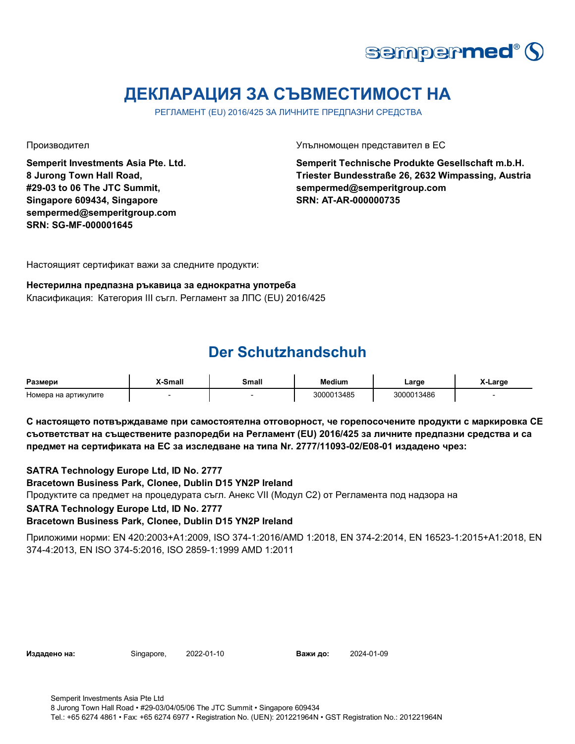# ДЕКЛАРАЦИЯ ЗА СЪВМЕСТИМОСТ НА

РЕГЛАМЕНТ (EU) 2016/425 ЗА ЛИЧНИТЕ ПРЕДПАЗНИ СРЕДСТВА

Производител

**Semperit Investments Asia Pte. Ltd.**
**8 Jurong Town Hall Road,**
**#29-03 to 06 The JTC Summit,**
**Singapore 609434, Singapore**
**sempermed@semperitgroup.com**
**SRN: SG-MF-000001645**

Упълномощен представител в ЕС

**Semperit Technische Produkte Gesellschaft m.b.H.**
**Triester Bundesstraße 26, 2632 Wimpassing, Austria**
**sempermed@semperitgroup.com**
**SRN: AT-AR-000000735**

Настоящият сертификат важи за следните продукти:

**Нестерилна предпазна ръкавица за еднократна употреба**
Класификация: Категория III съгл. Регламент за ЛПС (EU) 2016/425

## Der Schutzhandschuh

| Размери | X-Small | Small | Medium | Large | X-Large |
|---|---|---|---|---|---|
| Номера на артикулите | - | - | 3000013485 | 3000013486 | - |

**С настоящето потвърждаваме при самостоятелна отговорност, че горепосочените продукти с маркировка CE съответстват на съществените разпоредби на Регламент (EU) 2016/425 за личните предпазни средства и са предмет на сертификата на ЕС за изследване на типа Nr. 2777/11093-02/E08-01 издадено чрез:**

**SATRA Technology Europe Ltd, ID No. 2777**
**Bracetown Business Park, Clonee, Dublin D15 YN2P Ireland**
Продуктите са предмет на процедурата съгл. Анекс VII (Модул C2) от Регламента под надзора на
**SATRA Technology Europe Ltd, ID No. 2777**
**Bracetown Business Park, Clonee, Dublin D15 YN2P Ireland**

Приложими норми: EN 420:2003+A1:2009, ISO 374-1:2016/AMD 1:2018, EN 374-2:2014, EN 16523-1:2015+A1:2018, EN 374-4:2013, EN ISO 374-5:2016, ISO 2859-1:1999 AMD 1:2011

**Издадено на:** Singapore, 2022-01-10 **Важи до:** 2024-01-09

Semperit Investments Asia Pte Ltd
8 Jurong Town Hall Road • #29-03/04/05/06 The JTC Summit • Singapore 609434
Tel.: +65 6274 4861 • Fax: +65 6274 6977 • Registration No. (UEN): 201221964N • GST Registration No.: 201221964N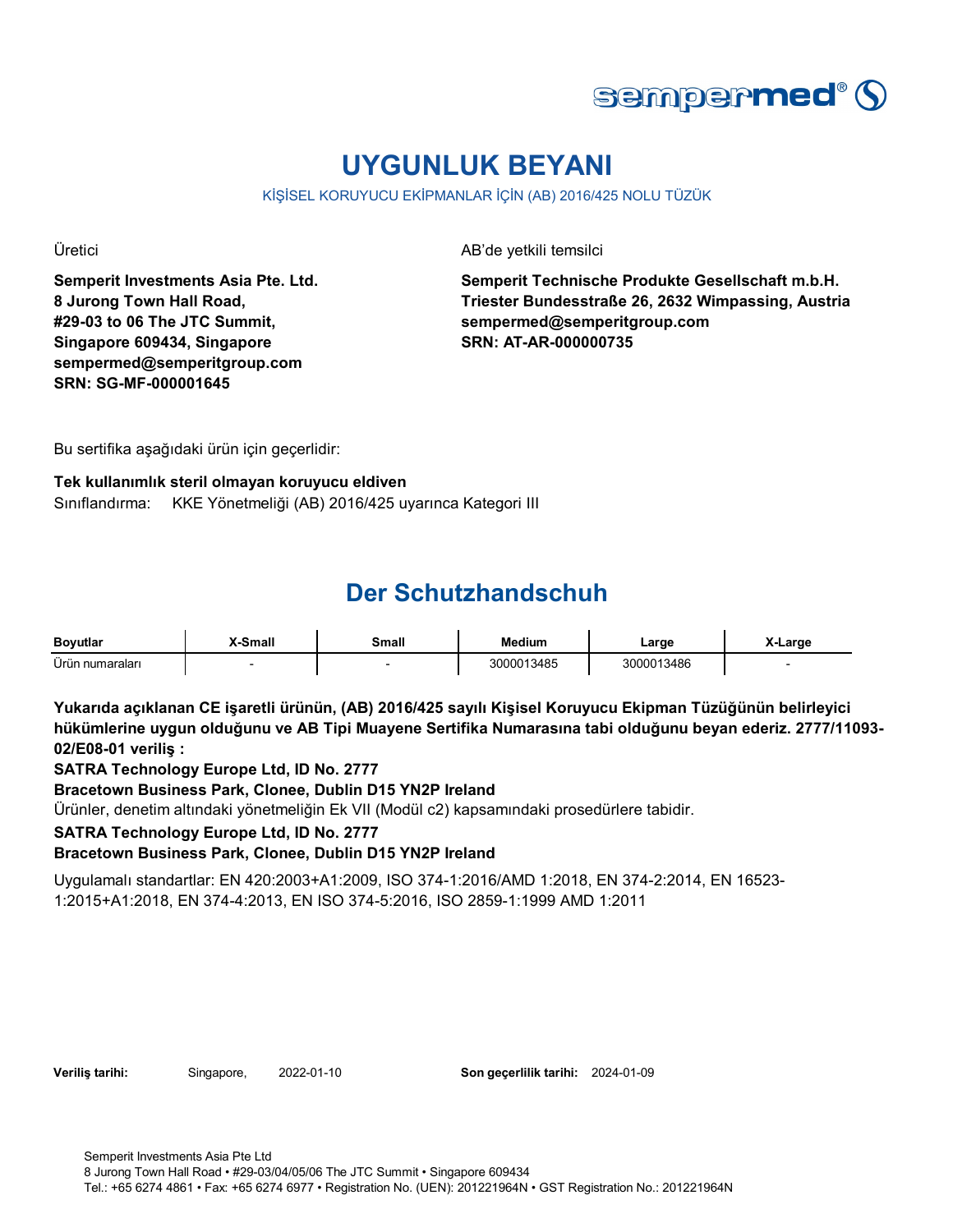sempermed®

# UYGUNLUK BEYANI

KİŞİSEL KORUYUCU EKİPMANLAR İÇİN (AB) 2016/425 NOLU TÜZÜK

Üretici

**Semperit Investments Asia Pte. Ltd.**
**8 Jurong Town Hall Road,**
**#29-03 to 06 The JTC Summit,**
**Singapore 609434, Singapore**
**sempermed@semperitgroup.com**
**SRN: SG-MF-000001645**

AB'de yetkili temsilci

**Semperit Technische Produkte Gesellschaft m.b.H.**
**Triester Bundesstraße 26, 2632 Wimpassing, Austria**
**sempermed@semperitgroup.com**
**SRN: AT-AR-000000735**

Bu sertifika aşağıdaki ürün için geçerlidir:

**Tek kullanımlık steril olmayan koruyucu eldiven**
Sınıflandırma: KKE Yönetmeliği (AB) 2016/425 uyarınca Kategori III

## Der Schutzhandschuh

| Boyutlar | X-Small | Small | Medium | Large | X-Large |
|---|---|---|---|---|---|
| Ürün numaraları | - | - | 3000013485 | 3000013486 | - |

**Yukarıda açıklanan CE işaretli ürünün, (AB) 2016/425 sayılı Kişisel Koruyucu Ekipman Tüzüğünün belirleyici hükümlerine uygun olduğunu ve AB Tipi Muayene Sertifika Numarasına tabi olduğunu beyan ederiz. 2777/11093-02/E08-01 veriliş :**

**SATRA Technology Europe Ltd, ID No. 2777**

**Bracetown Business Park, Clonee, Dublin D15 YN2P Ireland**

Ürünler, denetim altındaki yönetmeliğin Ek VII (Modül c2) kapsamındaki prosedürlere tabidir.

**SATRA Technology Europe Ltd, ID No. 2777**

**Bracetown Business Park, Clonee, Dublin D15 YN2P Ireland**

Uygulamalı standartlar: EN 420:2003+A1:2009, ISO 374-1:2016/AMD 1:2018, EN 374-2:2014, EN 16523-1:2015+A1:2018, EN 374-4:2013, EN ISO 374-5:2016, ISO 2859-1:1999 AMD 1:2011

**Veriliş tarihi:** Singapore, 2022-01-10 **Son geçerlilik tarihi:** 2024-01-09

Semperit Investments Asia Pte Ltd
8 Jurong Town Hall Road • #29-03/04/05/06 The JTC Summit • Singapore 609434
Tel.: +65 6274 4861 • Fax: +65 6274 6977 • Registration No. (UEN): 201221964N • GST Registration No.: 201221964N